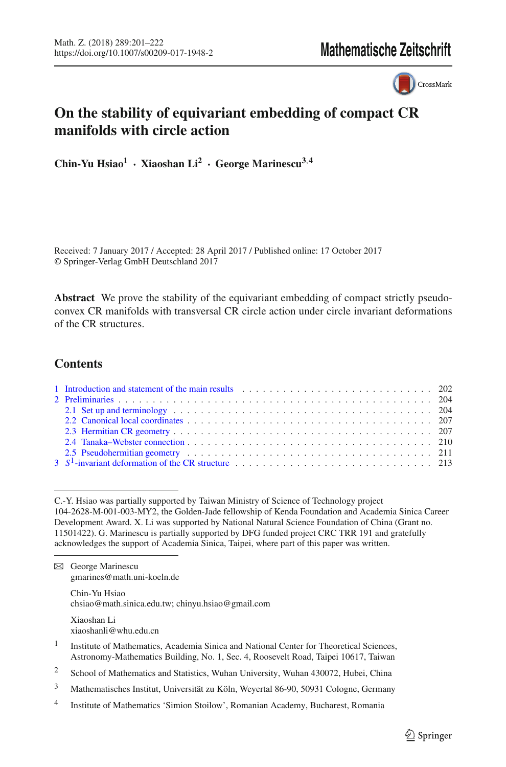# On the stability of equivariant embedding of compact CR manifolds with circle action

**Chin-Yu Hsiao[1] · Xiaoshan Li[2] · George Marinescu[3,4]**

Received: 7 January 2017 / Accepted: 28 April 2017 / Published online: 17 October 2017
© Springer-Verlag GmbH Deutschland 2017

**Abstract** We prove the stability of the equivariant embedding of compact strictly pseudoconvex CR manifolds with transversal CR circle action under circle invariant deformations of the CR structures.

## Contents

1 Introduction and statement of the main results . . . 202
2 Preliminaries . . . 204
  2.1 Set up and terminology . . . 204
  2.2 Canonical local coordinates . . . 207
  2.3 Hermitian CR geometry . . . 207
  2.4 Tanaka–Webster connection . . . 210
  2.5 Pseudohermitian geometry . . . 211
3 $S^1$-invariant deformation of the CR structure . . . 213

---

C.-Y. Hsiao was partially supported by Taiwan Ministry of Science of Technology project 104-2628-M-001-003-MY2, the Golden-Jade fellowship of Kenda Foundation and Academia Sinica Career Development Award. X. Li was supported by National Natural Science Foundation of China (Grant no. 11501422). G. Marinescu is partially supported by DFG funded project CRC TRR 191 and gratefully acknowledges the support of Academia Sinica, Taipei, where part of this paper was written.

---

✉ George Marinescu
gmarines@math.uni-koeln.de

Chin-Yu Hsiao
chsiao@math.sinica.edu.tw; chinyu.hsiao@gmail.com

Xiaoshan Li
xiaoshanli@whu.edu.cn

1 Institute of Mathematics, Academia Sinica and National Center for Theoretical Sciences, Astronomy-Mathematics Building, No. 1, Sec. 4, Roosevelt Road, Taipei 10617, Taiwan

2 School of Mathematics and Statistics, Wuhan University, Wuhan 430072, Hubei, China

3 Mathematisches Institut, Universität zu Köln, Weyertal 86-90, 50931 Cologne, Germany

4 Institute of Mathematics 'Simion Stoilow', Romanian Academy, Bucharest, Romania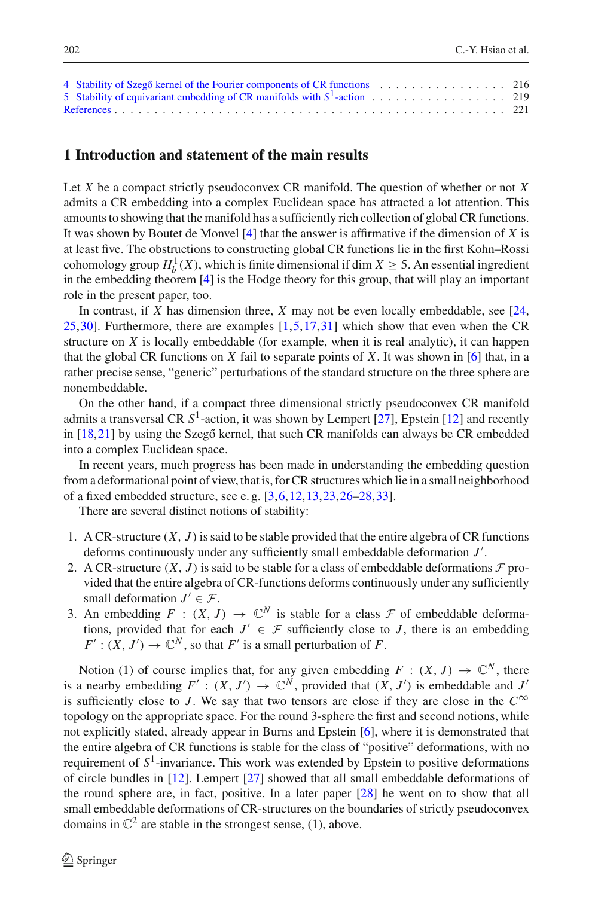4 Stability of Szegő kernel of the Fourier components of CR functions . . . . . . . . . . . . . . . . 216
5 Stability of equivariant embedding of CR manifolds with $S^1$-action . . . . . . . . . . . . . . . . . 219
References . . . . . . . . . . . . . . . . . . . . . . . . . . . . . . . . . . . . . . . . . . . . . . . 221

## 1 Introduction and statement of the main results

Let $X$ be a compact strictly pseudoconvex CR manifold. The question of whether or not $X$ admits a CR embedding into a complex Euclidean space has attracted a lot attention. This amounts to showing that the manifold has a sufficiently rich collection of global CR functions. It was shown by Boutet de Monvel [4] that the answer is affirmative if the dimension of $X$ is at least five. The obstructions to constructing global CR functions lie in the first Kohn–Rossi cohomology group $H^1_b(X)$, which is finite dimensional if $\dim X \geq 5$. An essential ingredient in the embedding theorem [4] is the Hodge theory for this group, that will play an important role in the present paper, too.

In contrast, if $X$ has dimension three, $X$ may not be even locally embeddable, see [24, 25,30]. Furthermore, there are examples [1,5,17,31] which show that even when the CR structure on $X$ is locally embeddable (for example, when it is real analytic), it can happen that the global CR functions on $X$ fail to separate points of $X$. It was shown in [6] that, in a rather precise sense, "generic" perturbations of the standard structure on the three sphere are nonembeddable.

On the other hand, if a compact three dimensional strictly pseudoconvex CR manifold admits a transversal CR $S^1$-action, it was shown by Lempert [27], Epstein [12] and recently in [18,21] by using the Szegő kernel, that such CR manifolds can always be CR embedded into a complex Euclidean space.

In recent years, much progress has been made in understanding the embedding question from a deformational point of view, that is, for CR structures which lie in a small neighborhood of a fixed embedded structure, see e. g. [3,6,12,13,23,26–28,33].

There are several distinct notions of stability:

1. A CR-structure $(X, J)$ is said to be stable provided that the entire algebra of CR functions deforms continuously under any sufficiently small embeddable deformation $J'$.
2. A CR-structure $(X, J)$ is said to be stable for a class of embeddable deformations $\mathcal{F}$ provided that the entire algebra of CR-functions deforms continuously under any sufficiently small deformation $J' \in \mathcal{F}$.
3. An embedding $F : (X, J) \to \mathbb{C}^N$ is stable for a class $\mathcal{F}$ of embeddable deformations, provided that for each $J' \in \mathcal{F}$ sufficiently close to $J$, there is an embedding $F' : (X, J') \to \mathbb{C}^N$, so that $F'$ is a small perturbation of $F$.

Notion (1) of course implies that, for any given embedding $F : (X, J) \to \mathbb{C}^N$, there is a nearby embedding $F' : (X, J') \to \mathbb{C}^N$, provided that $(X, J')$ is embeddable and $J'$ is sufficiently close to $J$. We say that two tensors are close if they are close in the $C^\infty$ topology on the appropriate space. For the round 3-sphere the first and second notions, while not explicitly stated, already appear in Burns and Epstein [6], where it is demonstrated that the entire algebra of CR functions is stable for the class of "positive" deformations, with no requirement of $S^1$-invariance. This work was extended by Epstein to positive deformations of circle bundles in [12]. Lempert [27] showed that all small embeddable deformations of the round sphere are, in fact, positive. In a later paper [28] he went on to show that all small embeddable deformations of CR-structures on the boundaries of strictly pseudoconvex domains in $\mathbb{C}^2$ are stable in the strongest sense, (1), above.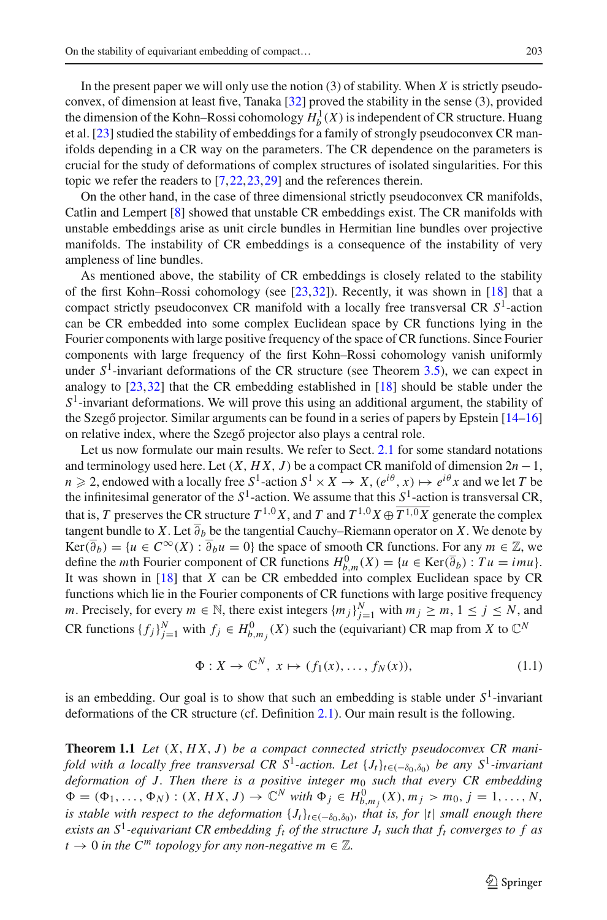In the present paper we will only use the notion (3) of stability. When $X$ is strictly pseudoconvex, of dimension at least five, Tanaka [32] proved the stability in the sense (3), provided the dimension of the Kohn–Rossi cohomology $H^1_b(X)$ is independent of CR structure. Huang et al. [23] studied the stability of embeddings for a family of strongly pseudoconvex CR manifolds depending in a CR way on the parameters. The CR dependence on the parameters is crucial for the study of deformations of complex structures of isolated singularities. For this topic we refer the readers to [7,22,23,29] and the references therein.

On the other hand, in the case of three dimensional strictly pseudoconvex CR manifolds, Catlin and Lempert [8] showed that unstable CR embeddings exist. The CR manifolds with unstable embeddings arise as unit circle bundles in Hermitian line bundles over projective manifolds. The instability of CR embeddings is a consequence of the instability of very ampleness of line bundles.

As mentioned above, the stability of CR embeddings is closely related to the stability of the first Kohn–Rossi cohomology (see [23,32]). Recently, it was shown in [18] that a compact strictly pseudoconvex CR manifold with a locally free transversal CR $S^1$-action can be CR embedded into some complex Euclidean space by CR functions lying in the Fourier components with large positive frequency of the space of CR functions. Since Fourier components with large frequency of the first Kohn–Rossi cohomology vanish uniformly under $S^1$-invariant deformations of the CR structure (see Theorem 3.5), we can expect in analogy to [23,32] that the CR embedding established in [18] should be stable under the $S^1$-invariant deformations. We will prove this using an additional argument, the stability of the Szegő projector. Similar arguments can be found in a series of papers by Epstein [14–16] on relative index, where the Szegő projector also plays a central role.

Let us now formulate our main results. We refer to Sect. 2.1 for some standard notations and terminology used here. Let $(X, HX, J)$ be a compact CR manifold of dimension $2n-1$, $n \geqslant 2$, endowed with a locally free $S^1$-action $S^1 \times X \to X$, $(e^{i\theta}, x) \mapsto e^{i\theta}x$ and we let $T$ be the infinitesimal generator of the $S^1$-action. We assume that this $S^1$-action is transversal CR, that is, $T$ preserves the CR structure $T^{1,0}X$, and $T$ and $T^{1,0}X \oplus \overline{T^{1,0}X}$ generate the complex tangent bundle to $X$. Let $\overline{\partial}_b$ be the tangential Cauchy–Riemann operator on $X$. We denote by $\mathrm{Ker}(\overline{\partial}_b) = \{u \in C^\infty(X) : \overline{\partial}_b u = 0\}$ the space of smooth CR functions. For any $m \in \mathbb{Z}$, we define the $m$th Fourier component of CR functions $H^0_{b,m}(X) = \{u \in \mathrm{Ker}(\overline{\partial}_b) : Tu = imu\}$. It was shown in [18] that $X$ can be CR embedded into complex Euclidean space by CR functions which lie in the Fourier components of CR functions with large positive frequency $m$. Precisely, for every $m \in \mathbb{N}$, there exist integers $\{m_j\}_{j=1}^N$ with $m_j \geq m$, $1 \leq j \leq N$, and CR functions $\{f_j\}_{j=1}^N$ with $f_j \in H^0_{b,m_j}(X)$ such the (equivariant) CR map from $X$ to $\mathbb{C}^N$

$$\Phi : X \to \mathbb{C}^N,\ x \mapsto (f_1(x), \ldots, f_N(x)), \tag{1.1}$$

is an embedding. Our goal is to show that such an embedding is stable under $S^1$-invariant deformations of the CR structure (cf. Definition 2.1). Our main result is the following.

**Theorem 1.1** *Let $(X, HX, J)$ be a compact connected strictly pseudoconvex CR manifold with a locally free transversal CR $S^1$-action. Let $\{J_t\}_{t\in(-\delta_0,\delta_0)}$ be any $S^1$-invariant deformation of $J$. Then there is a positive integer $m_0$ such that every CR embedding $\Phi = (\Phi_1, \ldots, \Phi_N) : (X, HX, J) \to \mathbb{C}^N$ with $\Phi_j \in H^0_{b,m_j}(X)$, $m_j > m_0$, $j = 1, \ldots, N$, is stable with respect to the deformation $\{J_t\}_{t\in(-\delta_0,\delta_0)}$, that is, for $|t|$ small enough there exists an $S^1$-equivariant CR embedding $f_t$ of the structure $J_t$ such that $f_t$ converges to $f$ as $t \to 0$ in the $C^m$ topology for any non-negative $m \in \mathbb{Z}$.*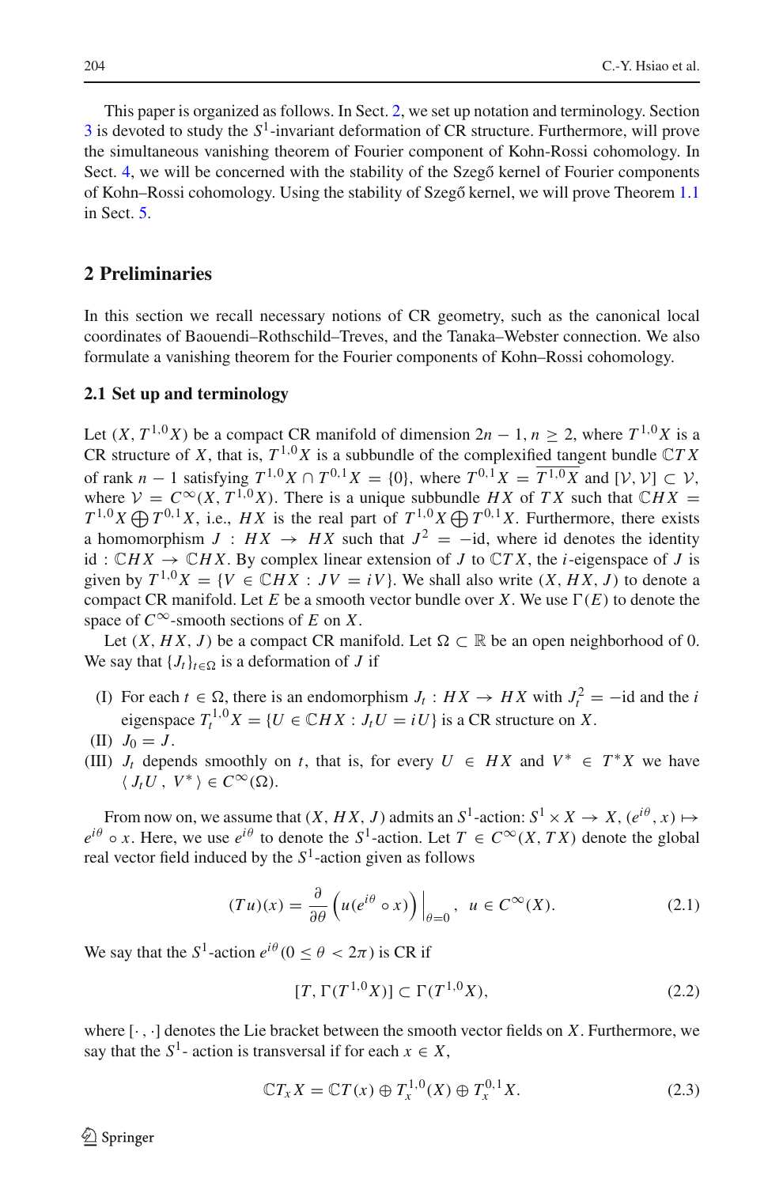This paper is organized as follows. In Sect. 2, we set up notation and terminology. Section 3 is devoted to study the $S^1$-invariant deformation of CR structure. Furthermore, will prove the simultaneous vanishing theorem of Fourier component of Kohn-Rossi cohomology. In Sect. 4, we will be concerned with the stability of the Szegő kernel of Fourier components of Kohn–Rossi cohomology. Using the stability of Szegő kernel, we will prove Theorem 1.1 in Sect. 5.

## 2 Preliminaries

In this section we recall necessary notions of CR geometry, such as the canonical local coordinates of Baouendi–Rothschild–Treves, and the Tanaka–Webster connection. We also formulate a vanishing theorem for the Fourier components of Kohn–Rossi cohomology.

### 2.1 Set up and terminology

Let $(X, T^{1,0}X)$ be a compact CR manifold of dimension $2n-1$, $n \geq 2$, where $T^{1,0}X$ is a CR structure of $X$, that is, $T^{1,0}X$ is a subbundle of the complexified tangent bundle $\mathbb{C}TX$ of rank $n-1$ satisfying $T^{1,0}X \cap T^{0,1}X = \{0\}$, where $T^{0,1}X = \overline{T^{1,0}X}$ and $[\mathcal{V}, \mathcal{V}] \subset \mathcal{V}$, where $\mathcal{V} = C^\infty(X, T^{1,0}X)$. There is a unique subbundle $HX$ of $TX$ such that $\mathbb{C}HX = T^{1,0}X \bigoplus T^{0,1}X$, i.e., $HX$ is the real part of $T^{1,0}X \bigoplus T^{0,1}X$. Furthermore, there exists a homomorphism $J : HX \to HX$ such that $J^2 = -\mathrm{id}$, where id denotes the identity $\mathrm{id} : \mathbb{C}HX \to \mathbb{C}HX$. By complex linear extension of $J$ to $\mathbb{C}TX$, the $i$-eigenspace of $J$ is given by $T^{1,0}X = \{V \in \mathbb{C}HX : JV = iV\}$. We shall also write $(X, HX, J)$ to denote a compact CR manifold. Let $E$ be a smooth vector bundle over $X$. We use $\Gamma(E)$ to denote the space of $C^\infty$-smooth sections of $E$ on $X$.

Let $(X, HX, J)$ be a compact CR manifold. Let $\Omega \subset \mathbb{R}$ be an open neighborhood of 0. We say that $\{J_t\}_{t\in\Omega}$ is a deformation of $J$ if

(I) For each $t \in \Omega$, there is an endomorphism $J_t : HX \to HX$ with $J_t^2 = -\mathrm{id}$ and the $i$ eigenspace $T_t^{1,0}X = \{U \in \mathbb{C}HX : J_tU = iU\}$ is a CR structure on $X$.

(II) $J_0 = J$.

(III) $J_t$ depends smoothly on $t$, that is, for every $U \in HX$ and $V^* \in T^*X$ we have $\langle J_tU\,,\, V^* \rangle \in C^\infty(\Omega)$.

From now on, we assume that $(X, HX, J)$ admits an $S^1$-action: $S^1 \times X \to X$, $(e^{i\theta}, x) \mapsto e^{i\theta} \circ x$. Here, we use $e^{i\theta}$ to denote the $S^1$-action. Let $T \in C^\infty(X, TX)$ denote the global real vector field induced by the $S^1$-action given as follows

$$(Tu)(x) = \frac{\partial}{\partial\theta}\left(u(e^{i\theta} \circ x)\right)\Big|_{\theta=0}, \;\; u \in C^\infty(X). \tag{2.1}$$

We say that the $S^1$-action $e^{i\theta}(0 \leq \theta < 2\pi)$ is CR if

$$[T, \Gamma(T^{1,0}X)] \subset \Gamma(T^{1,0}X), \tag{2.2}$$

where $[\cdot\,,\cdot]$ denotes the Lie bracket between the smooth vector fields on $X$. Furthermore, we say that the $S^1$- action is transversal if for each $x \in X$,

$$\mathbb{C}T_xX = \mathbb{C}T(x) \oplus T_x^{1,0}(X) \oplus T_x^{0,1}X. \tag{2.3}$$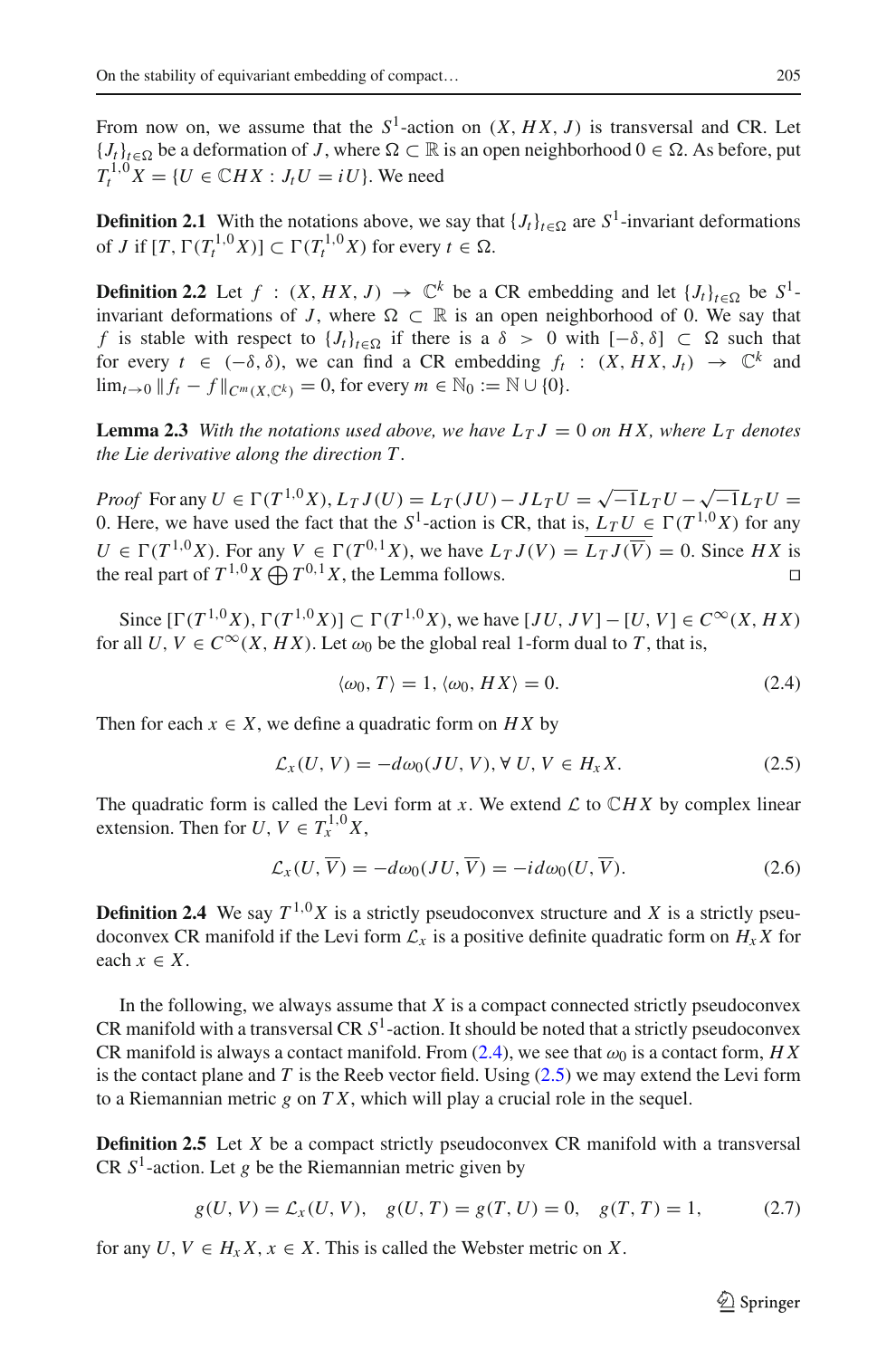From now on, we assume that the $S^1$-action on $(X, HX, J)$ is transversal and CR. Let $\{J_t\}_{t\in\Omega}$ be a deformation of $J$, where $\Omega \subset \mathbb{R}$ is an open neighborhood $0 \in \Omega$. As before, put $T_t^{1,0}X = \{U \in \mathbb{C}HX : J_t U = iU\}$. We need

**Definition 2.1** With the notations above, we say that $\{J_t\}_{t\in\Omega}$ are $S^1$-invariant deformations of $J$ if $[T, \Gamma(T_t^{1,0}X)] \subset \Gamma(T_t^{1,0}X)$ for every $t \in \Omega$.

**Definition 2.2** Let $f : (X, HX, J) \to \mathbb{C}^k$ be a CR embedding and let $\{J_t\}_{t\in\Omega}$ be $S^1$-invariant deformations of $J$, where $\Omega \subset \mathbb{R}$ is an open neighborhood of 0. We say that $f$ is stable with respect to $\{J_t\}_{t\in\Omega}$ if there is a $\delta > 0$ with $[-\delta, \delta] \subset \Omega$ such that for every $t \in (-\delta, \delta)$, we can find a CR embedding $f_t : (X, HX, J_t) \to \mathbb{C}^k$ and $\lim_{t\to 0} \|f_t - f\|_{C^m(X,\mathbb{C}^k)} = 0$, for every $m \in \mathbb{N}_0 := \mathbb{N} \cup \{0\}$.

**Lemma 2.3** *With the notations used above, we have $L_T J = 0$ on $HX$, where $L_T$ denotes the Lie derivative along the direction $T$.*

*Proof* For any $U \in \Gamma(T^{1,0}X)$, $L_T J(U) = L_T(JU) - JL_T U = \sqrt{-1}L_T U - \sqrt{-1}L_T U = 0$. Here, we have used the fact that the $S^1$-action is CR, that is, $L_T U \in \Gamma(T^{1,0}X)$ for any $U \in \Gamma(T^{1,0}X)$. For any $V \in \Gamma(T^{0,1}X)$, we have $L_T J(V) = \overline{L_T J(\overline{V})} = 0$. Since $HX$ is the real part of $T^{1,0}X \bigoplus T^{0,1}X$, the Lemma follows. □

Since $[\Gamma(T^{1,0}X), \Gamma(T^{1,0}X)] \subset \Gamma(T^{1,0}X)$, we have $[JU, JV] - [U, V] \in C^\infty(X, HX)$ for all $U, V \in C^\infty(X, HX)$. Let $\omega_0$ be the global real 1-form dual to $T$, that is,

$$\langle \omega_0, T\rangle = 1, \langle \omega_0, HX\rangle = 0. \tag{2.4}$$

Then for each $x \in X$, we define a quadratic form on $HX$ by

$$\mathcal{L}_x(U, V) = -d\omega_0(JU, V), \forall\, U, V \in H_x X. \tag{2.5}$$

The quadratic form is called the Levi form at $x$. We extend $\mathcal{L}$ to $\mathbb{C}HX$ by complex linear extension. Then for $U, V \in T_x^{1,0}X$,

$$\mathcal{L}_x(U, \overline{V}) = -d\omega_0(JU, \overline{V}) = -id\omega_0(U, \overline{V}). \tag{2.6}$$

**Definition 2.4** We say $T^{1,0}X$ is a strictly pseudoconvex structure and $X$ is a strictly pseudoconvex CR manifold if the Levi form $\mathcal{L}_x$ is a positive definite quadratic form on $H_x X$ for each $x \in X$.

In the following, we always assume that $X$ is a compact connected strictly pseudoconvex CR manifold with a transversal CR $S^1$-action. It should be noted that a strictly pseudoconvex CR manifold is always a contact manifold. From (2.4), we see that $\omega_0$ is a contact form, $HX$ is the contact plane and $T$ is the Reeb vector field. Using (2.5) we may extend the Levi form to a Riemannian metric $g$ on $TX$, which will play a crucial role in the sequel.

**Definition 2.5** Let $X$ be a compact strictly pseudoconvex CR manifold with a transversal CR $S^1$-action. Let $g$ be the Riemannian metric given by

$$g(U, V) = \mathcal{L}_x(U, V), \quad g(U, T) = g(T, U) = 0, \quad g(T, T) = 1, \tag{2.7}$$

for any $U, V \in H_x X$, $x \in X$. This is called the Webster metric on $X$.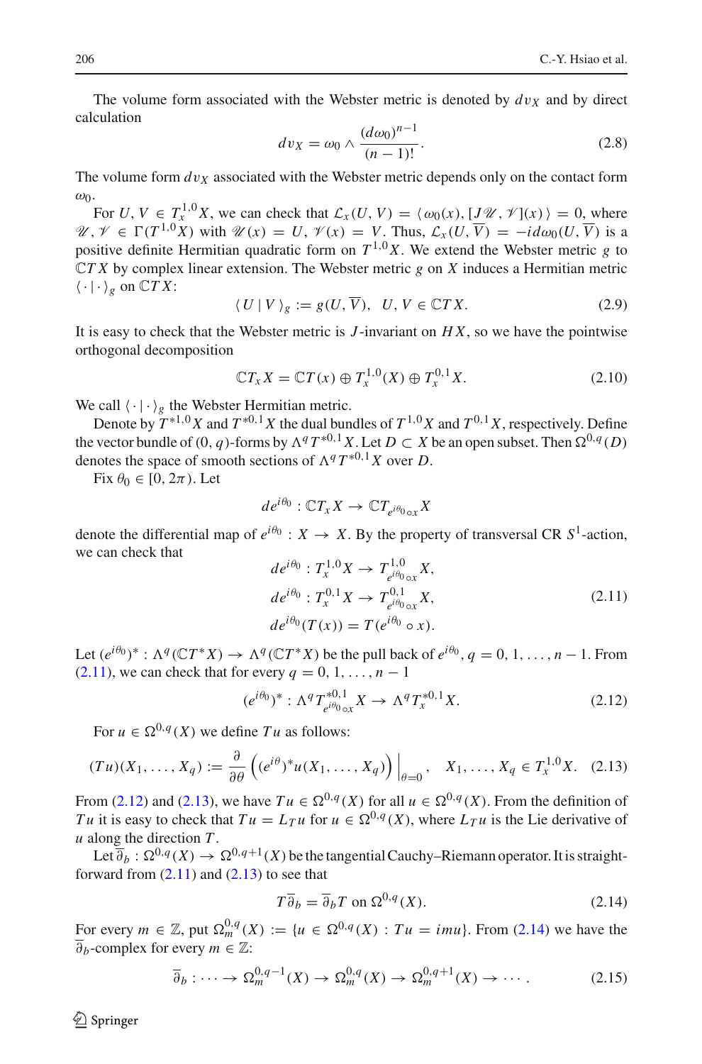The volume form associated with the Webster metric is denoted by $dv_X$ and by direct calculation

$$dv_X = \omega_0 \wedge \frac{(d\omega_0)^{n-1}}{(n-1)!}. \tag{2.8}$$

The volume form $dv_X$ associated with the Webster metric depends only on the contact form $\omega_0$.

For $U, V \in T^{1,0}_x X$, we can check that $\mathcal{L}_x(U, V) = \langle \omega_0(x), [J\mathscr{U}, \mathscr{V}](x) \rangle = 0$, where $\mathscr{U}, \mathscr{V} \in \Gamma(T^{1,0}X)$ with $\mathscr{U}(x) = U$, $\mathscr{V}(x) = V$. Thus, $\mathcal{L}_x(U, \overline{V}) = -id\omega_0(U, \overline{V})$ is a positive definite Hermitian quadratic form on $T^{1,0}X$. We extend the Webster metric $g$ to $\mathbb{C}TX$ by complex linear extension. The Webster metric $g$ on $X$ induces a Hermitian metric $\langle \cdot \,|\, \cdot \rangle_g$ on $\mathbb{C}TX$:

$$\langle\, U \,|\, V \,\rangle_g := g(U, \overline{V}), \quad U, V \in \mathbb{C}TX. \tag{2.9}$$

It is easy to check that the Webster metric is $J$-invariant on $HX$, so we have the pointwise orthogonal decomposition

$$\mathbb{C}T_x X = \mathbb{C}T(x) \oplus T^{1,0}_x(X) \oplus T^{0,1}_x X. \tag{2.10}$$

We call $\langle \cdot \,|\, \cdot \rangle_g$ the Webster Hermitian metric.

Denote by $T^{*1,0}X$ and $T^{*0,1}X$ the dual bundles of $T^{1,0}X$ and $T^{0,1}X$, respectively. Define the vector bundle of $(0, q)$-forms by $\Lambda^q T^{*0,1}X$. Let $D \subset X$ be an open subset. Then $\Omega^{0,q}(D)$ denotes the space of smooth sections of $\Lambda^q T^{*0,1}X$ over $D$.

Fix $\theta_0 \in [0, 2\pi)$. Let

$$de^{i\theta_0} : \mathbb{C}T_x X \to \mathbb{C}T_{e^{i\theta_0} \circ x} X$$

denote the differential map of $e^{i\theta_0} : X \to X$. By the property of transversal CR $S^1$-action, we can check that

$$\begin{aligned} de^{i\theta_0} &: T^{1,0}_x X \to T^{1,0}_{e^{i\theta_0} \circ x} X, \\ de^{i\theta_0} &: T^{0,1}_x X \to T^{0,1}_{e^{i\theta_0} \circ x} X, \\ de^{i\theta_0}&(T(x)) = T(e^{i\theta_0} \circ x). \end{aligned} \tag{2.11}$$

Let $(e^{i\theta_0})^* : \Lambda^q(\mathbb{C}T^*X) \to \Lambda^q(\mathbb{C}T^*X)$ be the pull back of $e^{i\theta_0}$, $q = 0, 1, \ldots, n-1$. From (2.11), we can check that for every $q = 0, 1, \ldots, n-1$

$$(e^{i\theta_0})^* : \Lambda^q T^{*0,1}_{e^{i\theta_0} \circ x} X \to \Lambda^q T^{*0,1}_x X. \tag{2.12}$$

For $u \in \Omega^{0,q}(X)$ we define $Tu$ as follows:

$$(Tu)(X_1, \ldots, X_q) := \frac{\partial}{\partial \theta} \left( (e^{i\theta})^* u(X_1, \ldots, X_q) \right) \Big|_{\theta=0}, \quad X_1, \ldots, X_q \in T^{1,0}_x X. \tag{2.13}$$

From (2.12) and (2.13), we have $Tu \in \Omega^{0,q}(X)$ for all $u \in \Omega^{0,q}(X)$. From the definition of $Tu$ it is easy to check that $Tu = L_T u$ for $u \in \Omega^{0,q}(X)$, where $L_T u$ is the Lie derivative of $u$ along the direction $T$.

Let $\overline{\partial}_b : \Omega^{0,q}(X) \to \Omega^{0,q+1}(X)$ be the tangential Cauchy–Riemann operator. It is straightforward from (2.11) and (2.13) to see that

$$T\overline{\partial}_b = \overline{\partial}_b T \text{ on } \Omega^{0,q}(X). \tag{2.14}$$

For every $m \in \mathbb{Z}$, put $\Omega^{0,q}_m(X) := \{u \in \Omega^{0,q}(X) : Tu = imu\}$. From (2.14) we have the $\overline{\partial}_b$-complex for every $m \in \mathbb{Z}$:

$$\overline{\partial}_b : \cdots \to \Omega^{0,q-1}_m(X) \to \Omega^{0,q}_m(X) \to \Omega^{0,q+1}_m(X) \to \cdots. \tag{2.15}$$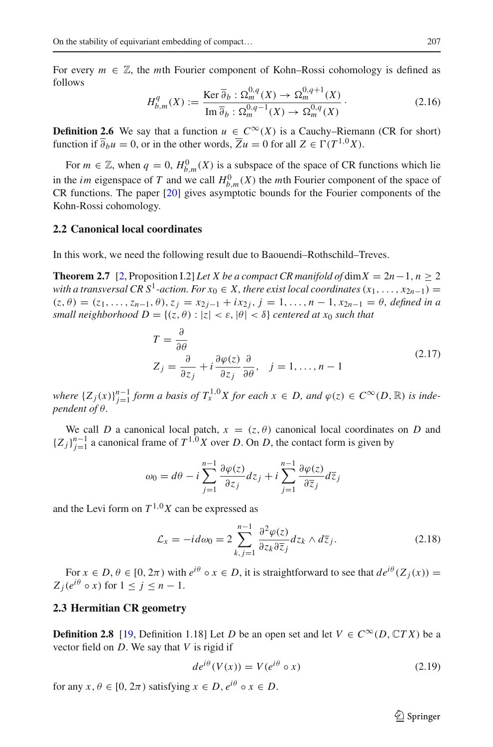For every $m \in \mathbb{Z}$, the $m$th Fourier component of Kohn–Rossi cohomology is defined as follows

$$H^q_{b,m}(X) := \frac{\operatorname{Ker} \overline{\partial}_b : \Omega^{0,q}_m(X) \to \Omega^{0,q+1}_m(X)}{\operatorname{Im} \overline{\partial}_b : \Omega^{0,q-1}_m(X) \to \Omega^{0,q}_m(X)}. \tag{2.16}$$

**Definition 2.6** We say that a function $u \in C^\infty(X)$ is a Cauchy–Riemann (CR for short) function if $\overline{\partial}_b u = 0$, or in the other words, $\overline{Z} u = 0$ for all $Z \in \Gamma(T^{1,0}X)$.

For $m \in \mathbb{Z}$, when $q = 0$, $H^0_{b,m}(X)$ is a subspace of the space of CR functions which lie in the $im$ eigenspace of $T$ and we call $H^0_{b,m}(X)$ the $m$th Fourier component of the space of CR functions. The paper [20] gives asymptotic bounds for the Fourier components of the Kohn-Rossi cohomology.

## 2.2 Canonical local coordinates

In this work, we need the following result due to Baouendi–Rothschild–Treves.

**Theorem 2.7** [2, Proposition I.2] *Let $X$ be a compact CR manifold of $\dim X = 2n-1$, $n \geq 2$ with a transversal CR $S^1$-action. For $x_0 \in X$, there exist local coordinates $(x_1, \ldots, x_{2n-1}) = (z, \theta) = (z_1, \ldots, z_{n-1}, \theta)$, $z_j = x_{2j-1} + i x_{2j}$, $j = 1, \ldots, n-1$, $x_{2n-1} = \theta$, defined in a small neighborhood $D = \{(z, \theta) : |z| < \varepsilon, |\theta| < \delta\}$ centered at $x_0$ such that*

$$\begin{aligned} T &= \frac{\partial}{\partial \theta} \\ Z_j &= \frac{\partial}{\partial z_j} + i \frac{\partial \varphi(z)}{\partial z_j} \frac{\partial}{\partial \theta}, \quad j = 1, \ldots, n-1 \end{aligned} \tag{2.17}$$

*where $\{Z_j(x)\}_{j=1}^{n-1}$ form a basis of $T^{1,0}_x X$ for each $x \in D$, and $\varphi(z) \in C^\infty(D, \mathbb{R})$ is independent of $\theta$.*

We call $D$ a canonical local patch, $x = (z, \theta)$ canonical local coordinates on $D$ and $\{Z_j\}_{j=1}^{n-1}$ a canonical frame of $T^{1,0}X$ over $D$. On $D$, the contact form is given by

$$\omega_0 = d\theta - i \sum_{j=1}^{n-1} \frac{\partial \varphi(z)}{\partial z_j} dz_j + i \sum_{j=1}^{n-1} \frac{\partial \varphi(z)}{\partial \overline{z}_j} d\overline{z}_j$$

and the Levi form on $T^{1,0}X$ can be expressed as

$$\mathcal{L}_x = -i d\omega_0 = 2 \sum_{k,j=1}^{n-1} \frac{\partial^2 \varphi(z)}{\partial z_k \partial \overline{z}_j} dz_k \wedge d\overline{z}_j. \tag{2.18}$$

For $x \in D$, $\theta \in [0, 2\pi)$ with $e^{i\theta} \circ x \in D$, it is straightforward to see that $de^{i\theta}(Z_j(x)) = Z_j(e^{i\theta} \circ x)$ for $1 \leq j \leq n-1$.

## 2.3 Hermitian CR geometry

**Definition 2.8** [19, Definition 1.18] Let $D$ be an open set and let $V \in C^\infty(D, \mathbb{C}TX)$ be a vector field on $D$. We say that $V$ is rigid if

$$de^{i\theta}(V(x)) = V(e^{i\theta} \circ x) \tag{2.19}$$

for any $x, \theta \in [0, 2\pi)$ satisfying $x \in D$, $e^{i\theta} \circ x \in D$.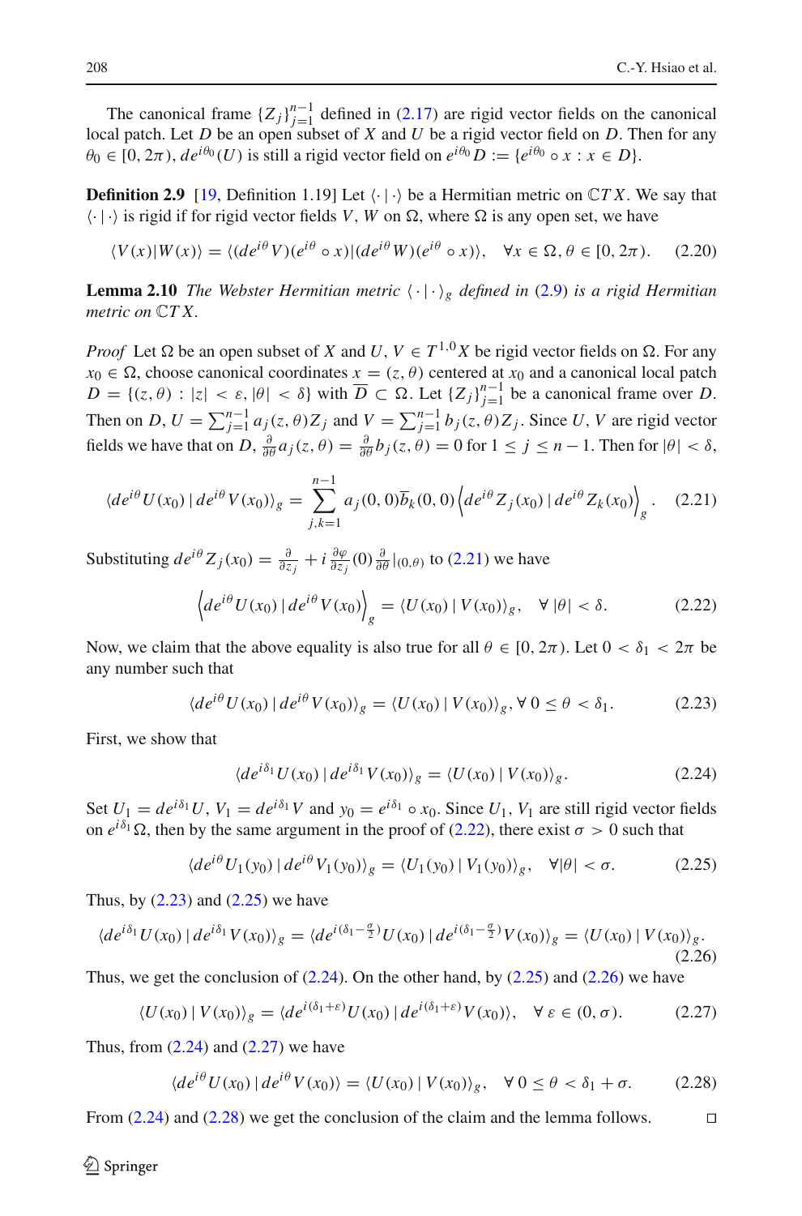The canonical frame $\{Z_j\}_{j=1}^{n-1}$ defined in (2.17) are rigid vector fields on the canonical local patch. Let $D$ be an open subset of $X$ and $U$ be a rigid vector field on $D$. Then for any $\theta_0 \in [0, 2\pi)$, $de^{i\theta_0}(U)$ is still a rigid vector field on $e^{i\theta_0} D := \{e^{i\theta_0} \circ x : x \in D\}$.

**Definition 2.9** [19, Definition 1.19] Let $\langle \cdot | \cdot \rangle$ be a Hermitian metric on $\mathbb{C}TX$. We say that $\langle \cdot | \cdot \rangle$ is rigid if for rigid vector fields $V$, $W$ on $\Omega$, where $\Omega$ is any open set, we have

$$\langle V(x) | W(x) \rangle = \langle (de^{i\theta} V)(e^{i\theta} \circ x) | (de^{i\theta} W)(e^{i\theta} \circ x) \rangle, \quad \forall x \in \Omega, \theta \in [0, 2\pi). \tag{2.20}$$

**Lemma 2.10** *The Webster Hermitian metric $\langle \cdot | \cdot \rangle_g$ defined in (2.9) is a rigid Hermitian metric on $\mathbb{C}TX$.*

*Proof* Let $\Omega$ be an open subset of $X$ and $U, V \in T^{1,0}X$ be rigid vector fields on $\Omega$. For any $x_0 \in \Omega$, choose canonical coordinates $x = (z, \theta)$ centered at $x_0$ and a canonical local patch $D = \{(z, \theta) : |z| < \varepsilon, |\theta| < \delta\}$ with $\overline{D} \subset \Omega$. Let $\{Z_j\}_{j=1}^{n-1}$ be a canonical frame over $D$. Then on $D$, $U = \sum_{j=1}^{n-1} a_j(z, \theta) Z_j$ and $V = \sum_{j=1}^{n-1} b_j(z, \theta) Z_j$. Since $U$, $V$ are rigid vector fields we have that on $D$, $\frac{\partial}{\partial\theta} a_j(z, \theta) = \frac{\partial}{\partial\theta} b_j(z, \theta) = 0$ for $1 \leq j \leq n-1$. Then for $|\theta| < \delta$,

$$\langle de^{i\theta} U(x_0) \,|\, de^{i\theta} V(x_0) \rangle_g = \sum_{j,k=1}^{n-1} a_j(0,0) \overline{b}_k(0,0) \left\langle de^{i\theta} Z_j(x_0) \,|\, de^{i\theta} Z_k(x_0) \right\rangle_g. \tag{2.21}$$

Substituting $de^{i\theta} Z_j(x_0) = \frac{\partial}{\partial z_j} + i \frac{\partial \varphi}{\partial z_j}(0) \frac{\partial}{\partial \theta}|_{(0,\theta)}$ to (2.21) we have

$$\left\langle de^{i\theta} U(x_0) \,|\, de^{i\theta} V(x_0) \right\rangle_g = \langle U(x_0) \,|\, V(x_0) \rangle_g, \quad \forall\, |\theta| < \delta. \tag{2.22}$$

Now, we claim that the above equality is also true for all $\theta \in [0, 2\pi)$. Let $0 < \delta_1 < 2\pi$ be any number such that

$$\langle de^{i\theta} U(x_0) \,|\, de^{i\theta} V(x_0) \rangle_g = \langle U(x_0) \,|\, V(x_0) \rangle_g, \forall\, 0 \leq \theta < \delta_1. \tag{2.23}$$

First, we show that

$$\langle de^{i\delta_1} U(x_0) \,|\, de^{i\delta_1} V(x_0) \rangle_g = \langle U(x_0) \,|\, V(x_0) \rangle_g. \tag{2.24}$$

Set $U_1 = de^{i\delta_1} U$, $V_1 = de^{i\delta_1} V$ and $y_0 = e^{i\delta_1} \circ x_0$. Since $U_1$, $V_1$ are still rigid vector fields on $e^{i\delta_1}\Omega$, then by the same argument in the proof of (2.22), there exist $\sigma > 0$ such that

$$\langle de^{i\theta} U_1(y_0) \,|\, de^{i\theta} V_1(y_0) \rangle_g = \langle U_1(y_0) \,|\, V_1(y_0) \rangle_g, \quad \forall |\theta| < \sigma. \tag{2.25}$$

Thus, by (2.23) and (2.25) we have

$$\langle de^{i\delta_1} U(x_0) \,|\, de^{i\delta_1} V(x_0) \rangle_g = \langle de^{i(\delta_1 - \frac{\sigma}{2})} U(x_0) \,|\, de^{i(\delta_1 - \frac{\sigma}{2})} V(x_0) \rangle_g = \langle U(x_0) \,|\, V(x_0) \rangle_g. \tag{2.26}$$

Thus, we get the conclusion of (2.24). On the other hand, by (2.25) and (2.26) we have

$$\langle U(x_0) \,|\, V(x_0) \rangle_g = \langle de^{i(\delta_1 + \varepsilon)} U(x_0) \,|\, de^{i(\delta_1 + \varepsilon)} V(x_0) \rangle, \quad \forall\, \varepsilon \in (0, \sigma). \tag{2.27}$$

Thus, from (2.24) and (2.27) we have

$$\langle de^{i\theta} U(x_0) \,|\, de^{i\theta} V(x_0) \rangle = \langle U(x_0) \,|\, V(x_0) \rangle_g, \quad \forall\, 0 \leq \theta < \delta_1 + \sigma. \tag{2.28}$$

From (2.24) and (2.28) we get the conclusion of the claim and the lemma follows. $\square$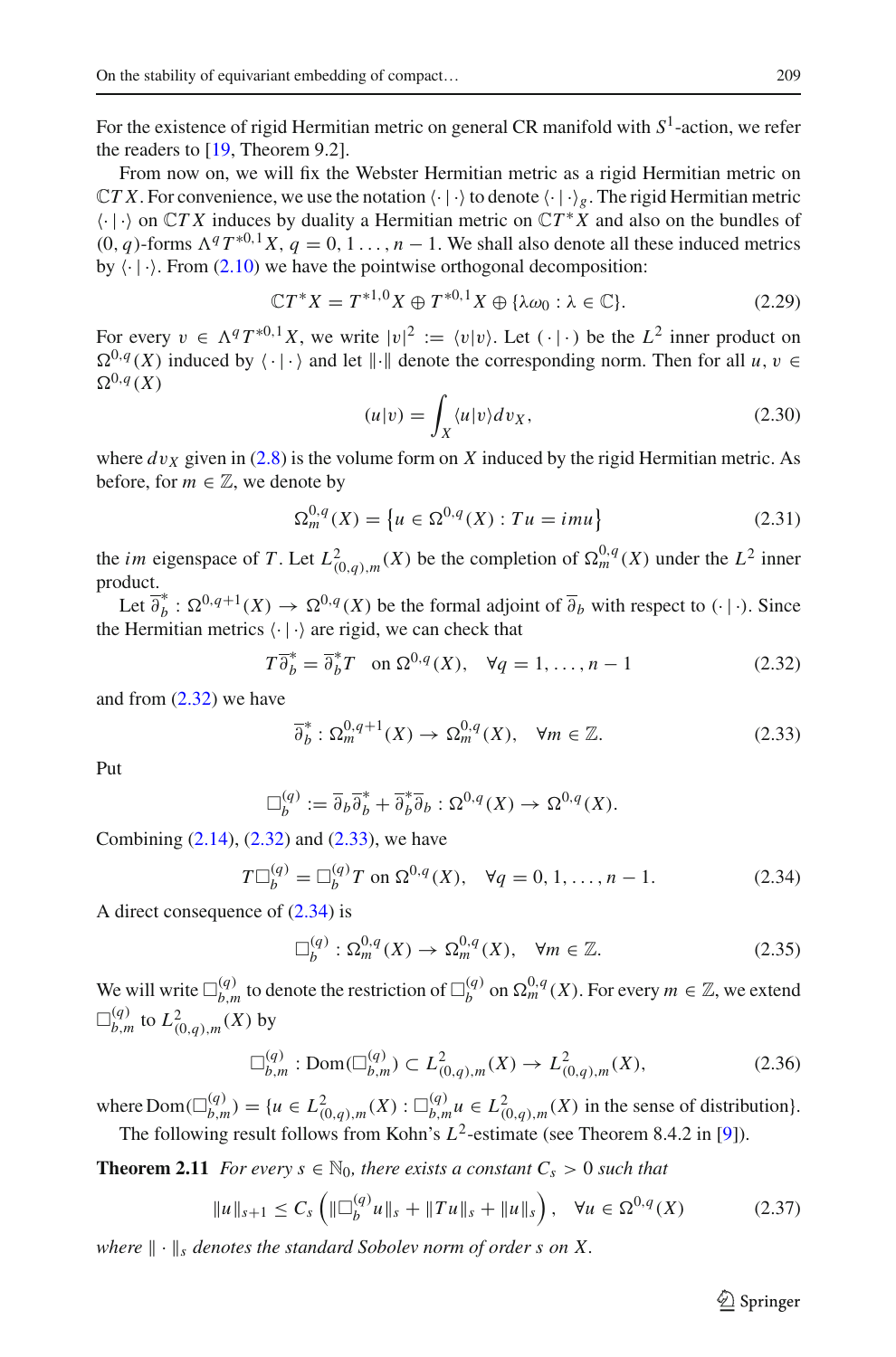For the existence of rigid Hermitian metric on general CR manifold with $S^1$-action, we refer the readers to [19, Theorem 9.2].

From now on, we will fix the Webster Hermitian metric as a rigid Hermitian metric on $\mathbb{C}TX$. For convenience, we use the notation $\langle \cdot | \cdot \rangle$ to denote $\langle \cdot | \cdot \rangle_g$. The rigid Hermitian metric $\langle \cdot | \cdot \rangle$ on $\mathbb{C}TX$ induces by duality a Hermitian metric on $\mathbb{C}T^*X$ and also on the bundles of $(0, q)$-forms $\Lambda^q T^{*0,1}X$, $q = 0, 1 \ldots, n-1$. We shall also denote all these induced metrics by $\langle \cdot | \cdot \rangle$. From (2.10) we have the pointwise orthogonal decomposition:

$$\mathbb{C}T^*X = T^{*1,0}X \oplus T^{*0,1}X \oplus \{\lambda\omega_0 : \lambda \in \mathbb{C}\}. \tag{2.29}$$

For every $v \in \Lambda^q T^{*0,1}X$, we write $|v|^2 := \langle v|v\rangle$. Let $(\cdot | \cdot)$ be the $L^2$ inner product on $\Omega^{0,q}(X)$ induced by $\langle \cdot | \cdot \rangle$ and let $\|\cdot\|$ denote the corresponding norm. Then for all $u, v \in \Omega^{0,q}(X)$

$$(u|v) = \int_X \langle u|v\rangle dv_X, \tag{2.30}$$

where $dv_X$ given in (2.8) is the volume form on $X$ induced by the rigid Hermitian metric. As before, for $m \in \mathbb{Z}$, we denote by

$$\Omega^{0,q}_m(X) = \left\{u \in \Omega^{0,q}(X) : Tu = imu\right\} \tag{2.31}$$

the $im$ eigenspace of $T$. Let $L^2_{(0,q),m}(X)$ be the completion of $\Omega^{0,q}_m(X)$ under the $L^2$ inner product.

Let $\overline{\partial}_b^* : \Omega^{0,q+1}(X) \to \Omega^{0,q}(X)$ be the formal adjoint of $\overline{\partial}_b$ with respect to $(\cdot | \cdot)$. Since the Hermitian metrics $\langle \cdot | \cdot \rangle$ are rigid, we can check that

$$T\overline{\partial}_b^* = \overline{\partial}_b^* T \quad \text{on } \Omega^{0,q}(X), \quad \forall q = 1, \ldots, n-1 \tag{2.32}$$

and from (2.32) we have

$$\overline{\partial}_b^* : \Omega^{0,q+1}_m(X) \to \Omega^{0,q}_m(X), \quad \forall m \in \mathbb{Z}. \tag{2.33}$$

Put

$$\Box^{(q)}_b := \overline{\partial}_b\overline{\partial}_b^* + \overline{\partial}_b^*\overline{\partial}_b : \Omega^{0,q}(X) \to \Omega^{0,q}(X).$$

Combining (2.14), (2.32) and (2.33), we have

$$T\Box^{(q)}_b = \Box^{(q)}_b T \text{ on } \Omega^{0,q}(X), \quad \forall q = 0, 1, \ldots, n-1. \tag{2.34}$$

A direct consequence of (2.34) is

$$\Box^{(q)}_b : \Omega^{0,q}_m(X) \to \Omega^{0,q}_m(X), \quad \forall m \in \mathbb{Z}. \tag{2.35}$$

We will write $\Box^{(q)}_{b,m}$ to denote the restriction of $\Box^{(q)}_b$ on $\Omega^{0,q}_m(X)$. For every $m \in \mathbb{Z}$, we extend $\Box^{(q)}_{b,m}$ to $L^2_{(0,q),m}(X)$ by

$$\Box^{(q)}_{b,m} : \mathrm{Dom}(\Box^{(q)}_{b,m}) \subset L^2_{(0,q),m}(X) \to L^2_{(0,q),m}(X), \tag{2.36}$$

where $\mathrm{Dom}(\Box^{(q)}_{b,m}) = \{u \in L^2_{(0,q),m}(X) : \Box^{(q)}_{b,m}u \in L^2_{(0,q),m}(X)$ in the sense of distribution$\}$.

The following result follows from Kohn's $L^2$-estimate (see Theorem 8.4.2 in [9]).

**Theorem 2.11** *For every $s \in \mathbb{N}_0$, there exists a constant $C_s > 0$ such that*

$$\|u\|_{s+1} \leq C_s \left(\|\Box^{(q)}_b u\|_s + \|Tu\|_s + \|u\|_s\right), \quad \forall u \in \Omega^{0,q}(X) \tag{2.37}$$

*where $\|\cdot\|_s$ denotes the standard Sobolev norm of order $s$ on $X$.*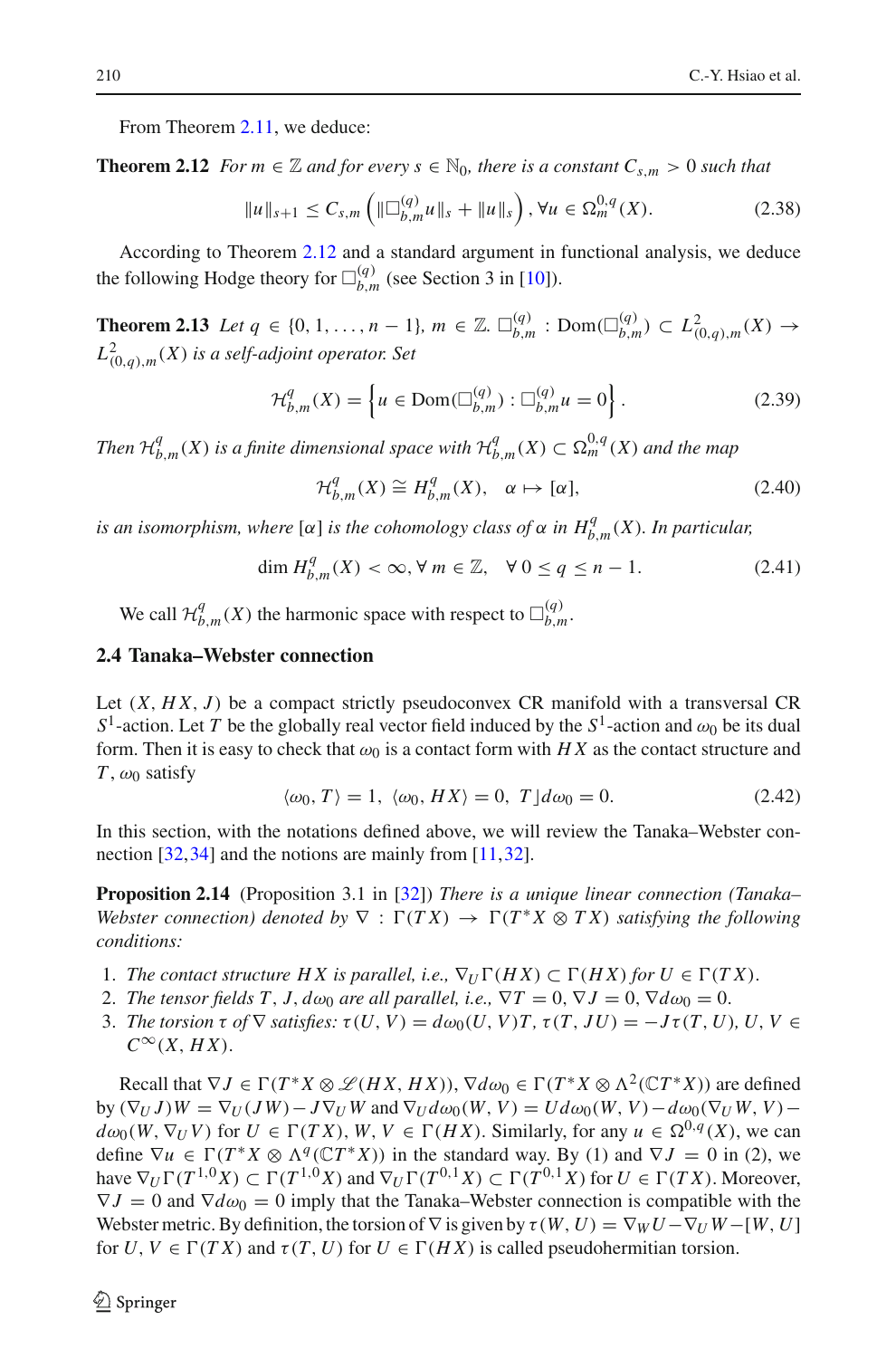From Theorem 2.11, we deduce:

**Theorem 2.12** *For $m \in \mathbb{Z}$ and for every $s \in \mathbb{N}_0$, there is a constant $C_{s,m} > 0$ such that*

$$\|u\|_{s+1} \leq C_{s,m} \left( \|\Box^{(q)}_{b,m} u\|_s + \|u\|_s \right), \forall u \in \Omega^{0,q}_m(X). \tag{2.38}$$

According to Theorem 2.12 and a standard argument in functional analysis, we deduce the following Hodge theory for $\Box^{(q)}_{b,m}$ (see Section 3 in [10]).

**Theorem 2.13** *Let $q \in \{0, 1, \ldots, n-1\}$, $m \in \mathbb{Z}$. $\Box^{(q)}_{b,m} : \mathrm{Dom}(\Box^{(q)}_{b,m}) \subset L^2_{(0,q),m}(X) \to L^2_{(0,q),m}(X)$ is a self-adjoint operator. Set*

$$\mathscr{H}^q_{b,m}(X) = \left\{ u \in \mathrm{Dom}(\Box^{(q)}_{b,m}) : \Box^{(q)}_{b,m} u = 0 \right\}. \tag{2.39}$$

*Then $\mathscr{H}^q_{b,m}(X)$ is a finite dimensional space with $\mathscr{H}^q_{b,m}(X) \subset \Omega^{0,q}_m(X)$ and the map*

$$\mathscr{H}^q_{b,m}(X) \cong H^q_{b,m}(X), \quad \alpha \mapsto [\alpha], \tag{2.40}$$

*is an isomorphism, where $[\alpha]$ is the cohomology class of $\alpha$ in $H^q_{b,m}(X)$. In particular,*

$$\dim H^q_{b,m}(X) < \infty, \forall\, m \in \mathbb{Z}, \quad \forall\, 0 \leq q \leq n-1. \tag{2.41}$$

We call $\mathscr{H}^q_{b,m}(X)$ the harmonic space with respect to $\Box^{(q)}_{b,m}$.

### 2.4 Tanaka–Webster connection

Let $(X, HX, J)$ be a compact strictly pseudoconvex CR manifold with a transversal CR $S^1$-action. Let $T$ be the globally real vector field induced by the $S^1$-action and $\omega_0$ be its dual form. Then it is easy to check that $\omega_0$ is a contact form with $HX$ as the contact structure and $T$, $\omega_0$ satisfy

$$\langle \omega_0, T \rangle = 1, \ \langle \omega_0, HX \rangle = 0, \ T \rfloor d\omega_0 = 0. \tag{2.42}$$

In this section, with the notations defined above, we will review the Tanaka–Webster connection [32,34] and the notions are mainly from [11,32].

**Proposition 2.14** (Proposition 3.1 in [32]) *There is a unique linear connection (Tanaka–Webster connection) denoted by $\nabla : \Gamma(TX) \to \Gamma(T^*X \otimes TX)$ satisfying the following conditions:*

1. *The contact structure $HX$ is parallel, i.e., $\nabla_U \Gamma(HX) \subset \Gamma(HX)$ for $U \in \Gamma(TX)$.*
2. *The tensor fields $T$, $J$, $d\omega_0$ are all parallel, i.e., $\nabla T = 0$, $\nabla J = 0$, $\nabla d\omega_0 = 0$.*
3. *The torsion $\tau$ of $\nabla$ satisfies: $\tau(U, V) = d\omega_0(U, V)T$, $\tau(T, JU) = -J\tau(T, U)$, $U, V \in C^\infty(X, HX)$.*

Recall that $\nabla J \in \Gamma(T^*X \otimes \mathscr{L}(HX, HX))$, $\nabla d\omega_0 \in \Gamma(T^*X \otimes \Lambda^2(\mathbb{C}T^*X))$ are defined by $(\nabla_U J)W = \nabla_U(JW) - J\nabla_U W$ and $\nabla_U d\omega_0(W, V) = U d\omega_0(W, V) - d\omega_0(\nabla_U W, V) - d\omega_0(W, \nabla_U V)$ for $U \in \Gamma(TX)$, $W, V \in \Gamma(HX)$. Similarly, for any $u \in \Omega^{0,q}(X)$, we can define $\nabla u \in \Gamma(T^*X \otimes \Lambda^q(\mathbb{C}T^*X))$ in the standard way. By (1) and $\nabla J = 0$ in (2), we have $\nabla_U \Gamma(T^{1,0}X) \subset \Gamma(T^{1,0}X)$ and $\nabla_U \Gamma(T^{0,1}X) \subset \Gamma(T^{0,1}X)$ for $U \in \Gamma(TX)$. Moreover, $\nabla J = 0$ and $\nabla d\omega_0 = 0$ imply that the Tanaka–Webster connection is compatible with the Webster metric. By definition, the torsion of $\nabla$ is given by $\tau(W, U) = \nabla_W U - \nabla_U W - [W, U]$ for $U, V \in \Gamma(TX)$ and $\tau(T, U)$ for $U \in \Gamma(HX)$ is called pseudohermitian torsion.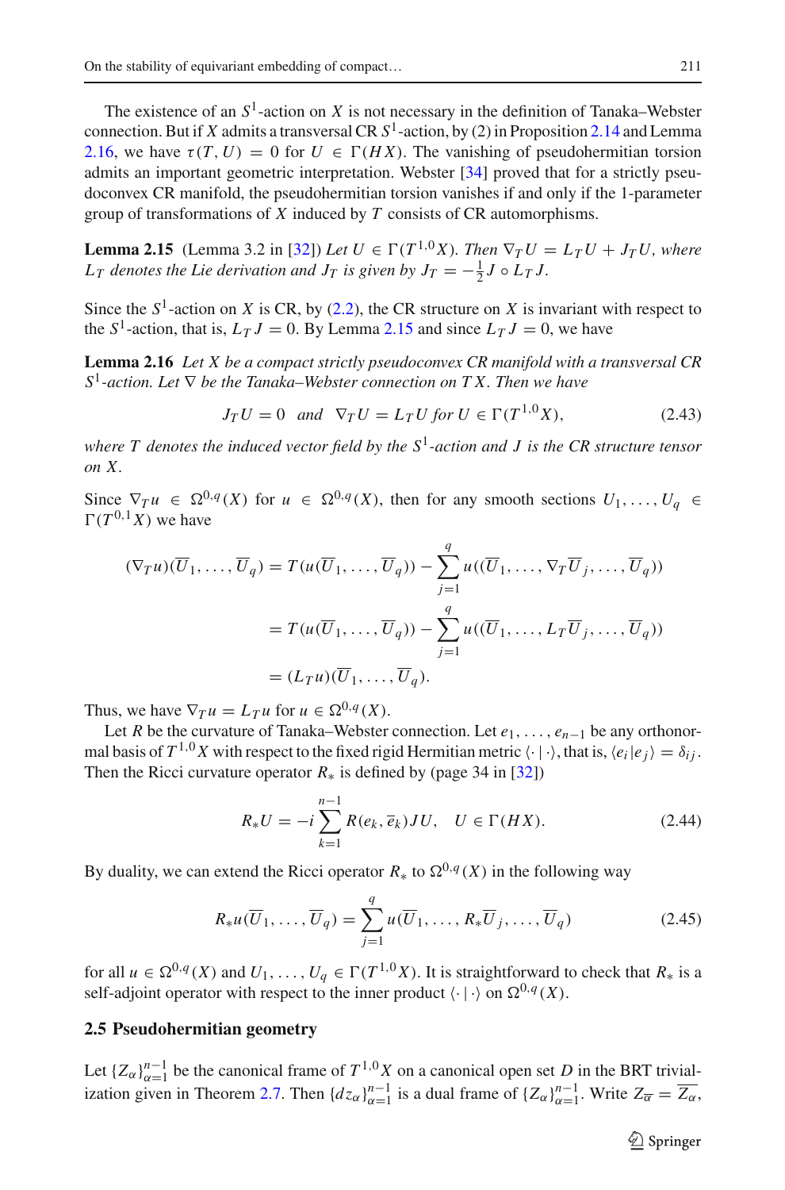The existence of an $S^1$-action on $X$ is not necessary in the definition of Tanaka–Webster connection. But if $X$ admits a transversal CR $S^1$-action, by (2) in Proposition 2.14 and Lemma 2.16, we have $\tau(T, U) = 0$ for $U \in \Gamma(HX)$. The vanishing of pseudohermitian torsion admits an important geometric interpretation. Webster [34] proved that for a strictly pseudoconvex CR manifold, the pseudohermitian torsion vanishes if and only if the 1-parameter group of transformations of $X$ induced by $T$ consists of CR automorphisms.

**Lemma 2.15** (Lemma 3.2 in [32]) *Let $U \in \Gamma(T^{1,0}X)$. Then $\nabla_T U = L_T U + J_T U$, where $L_T$ denotes the Lie derivation and $J_T$ is given by $J_T = -\frac{1}{2} J \circ L_T J$.*

Since the $S^1$-action on $X$ is CR, by (2.2), the CR structure on $X$ is invariant with respect to the $S^1$-action, that is, $L_T J = 0$. By Lemma 2.15 and since $L_T J = 0$, we have

**Lemma 2.16** *Let $X$ be a compact strictly pseudoconvex CR manifold with a transversal CR $S^1$-action. Let $\nabla$ be the Tanaka–Webster connection on $TX$. Then we have*

$$J_T U = 0 \quad \text{and} \quad \nabla_T U = L_T U \text{ for } U \in \Gamma(T^{1,0}X), \tag{2.43}$$

*where $T$ denotes the induced vector field by the $S^1$-action and $J$ is the CR structure tensor on $X$.*

Since $\nabla_T u \in \Omega^{0,q}(X)$ for $u \in \Omega^{0,q}(X)$, then for any smooth sections $U_1, \ldots, U_q \in \Gamma(T^{0,1}X)$ we have

$$\begin{aligned}
(\nabla_T u)(\overline{U}_1, \ldots, \overline{U}_q) &= T(u(\overline{U}_1, \ldots, \overline{U}_q)) - \sum_{j=1}^{q} u((\overline{U}_1, \ldots, \nabla_T \overline{U}_j, \ldots, \overline{U}_q)) \\
&= T(u(\overline{U}_1, \ldots, \overline{U}_q)) - \sum_{j=1}^{q} u((\overline{U}_1, \ldots, L_T \overline{U}_j, \ldots, \overline{U}_q)) \\
&= (L_T u)(\overline{U}_1, \ldots, \overline{U}_q).
\end{aligned}$$

Thus, we have $\nabla_T u = L_T u$ for $u \in \Omega^{0,q}(X)$.

Let $R$ be the curvature of Tanaka–Webster connection. Let $e_1, \ldots, e_{n-1}$ be any orthonormal basis of $T^{1,0}X$ with respect to the fixed rigid Hermitian metric $\langle \cdot \,|\, \cdot \rangle$, that is, $\langle e_i | e_j \rangle = \delta_{ij}$. Then the Ricci curvature operator $R_*$ is defined by (page 34 in [32])

$$R_* U = -i \sum_{k=1}^{n-1} R(e_k, \overline{e}_k) J U, \quad U \in \Gamma(HX). \tag{2.44}$$

By duality, we can extend the Ricci operator $R_*$ to $\Omega^{0,q}(X)$ in the following way

$$R_* u(\overline{U}_1, \ldots, \overline{U}_q) = \sum_{j=1}^{q} u(\overline{U}_1, \ldots, R_* \overline{U}_j, \ldots, \overline{U}_q) \tag{2.45}$$

for all $u \in \Omega^{0,q}(X)$ and $U_1, \ldots, U_q \in \Gamma(T^{1,0}X)$. It is straightforward to check that $R_*$ is a self-adjoint operator with respect to the inner product $\langle \cdot \,|\, \cdot \rangle$ on $\Omega^{0,q}(X)$.

### 2.5 Pseudohermitian geometry

Let $\{Z_\alpha\}_{\alpha=1}^{n-1}$ be the canonical frame of $T^{1,0}X$ on a canonical open set $D$ in the BRT trivialization given in Theorem 2.7. Then $\{dz_\alpha\}_{\alpha=1}^{n-1}$ is a dual frame of $\{Z_\alpha\}_{\alpha=1}^{n-1}$. Write $Z_{\overline{\alpha}} = \overline{Z_\alpha}$,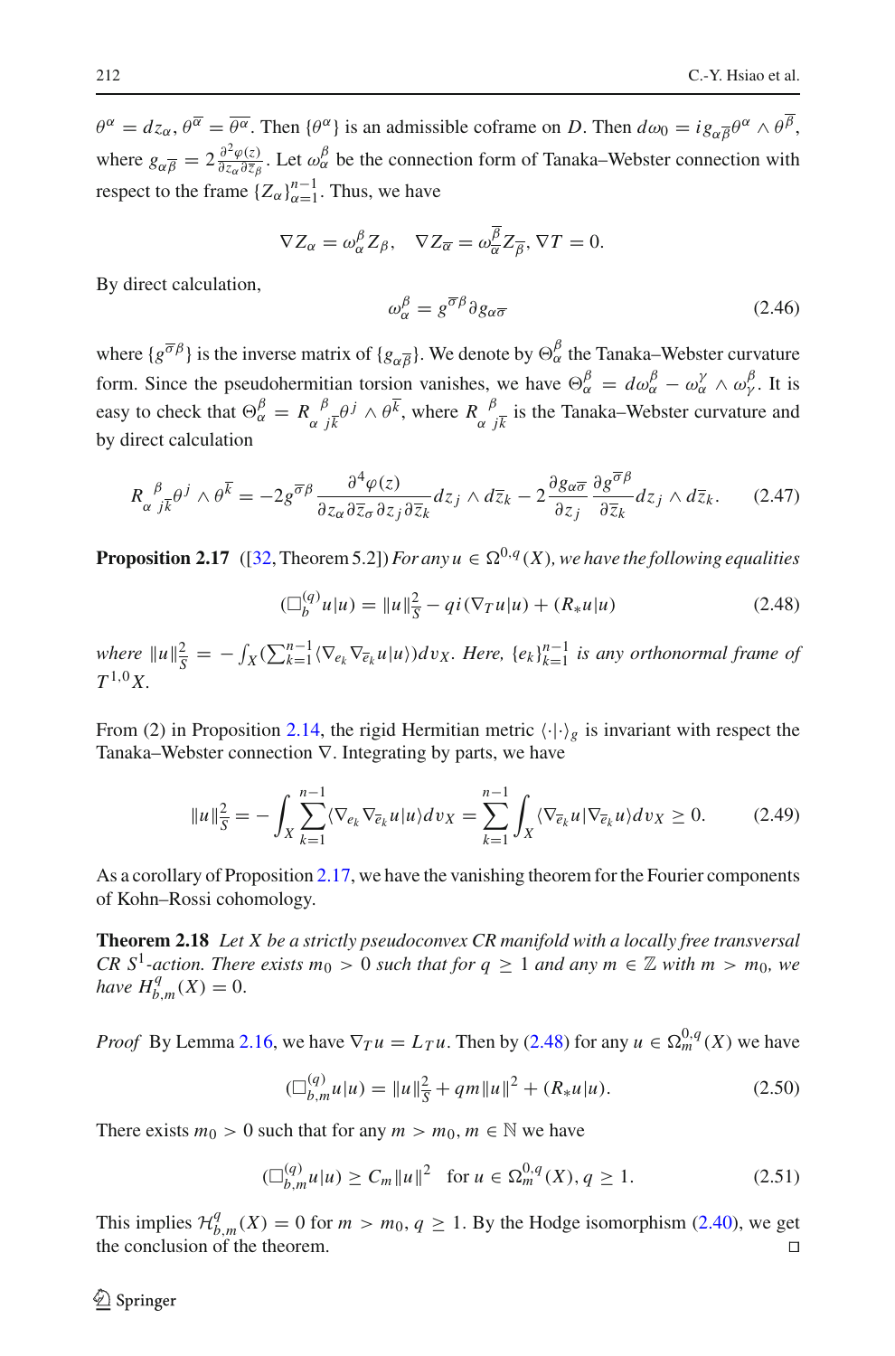$\theta^\alpha = dz_\alpha, \theta^{\overline{\alpha}} = \overline{\theta^\alpha}$. Then $\{\theta^\alpha\}$ is an admissible coframe on $D$. Then $d\omega_0 = ig_{\alpha\overline{\beta}}\theta^\alpha \wedge \theta^{\overline{\beta}}$, where $g_{\alpha\overline{\beta}} = 2\frac{\partial^2\varphi(z)}{\partial z_\alpha \partial \overline{z}_\beta}$. Let $\omega_\alpha^\beta$ be the connection form of Tanaka–Webster connection with respect to the frame $\{Z_\alpha\}_{\alpha=1}^{n-1}$. Thus, we have

$$\nabla Z_\alpha = \omega_\alpha^\beta Z_\beta, \quad \nabla Z_{\overline{\alpha}} = \omega_{\overline{\alpha}}^{\overline{\beta}} Z_{\overline{\beta}}, \nabla T = 0.$$

By direct calculation,

$$\omega_\alpha^\beta = g^{\overline{\sigma}\beta}\partial g_{\alpha\overline{\sigma}} \tag{2.46}$$

where $\{g^{\overline{\sigma}\beta}\}$ is the inverse matrix of $\{g_{\alpha\overline{\beta}}\}$. We denote by $\Theta_\alpha^\beta$ the Tanaka–Webster curvature form. Since the pseudohermitian torsion vanishes, we have $\Theta_\alpha^\beta = d\omega_\alpha^\beta - \omega_\alpha^\gamma \wedge \omega_\gamma^\beta$. It is easy to check that $\Theta_\alpha^\beta = R_{\alpha\ j\overline{k}}^{\ \beta}\theta^j \wedge \theta^{\overline{k}}$, where $R_{\alpha\ j\overline{k}}^{\ \beta}$ is the Tanaka–Webster curvature and by direct calculation

$$R_{\alpha\ j\overline{k}}^{\ \beta}\theta^j \wedge \theta^{\overline{k}} = -2g^{\overline{\sigma}\beta}\frac{\partial^4\varphi(z)}{\partial z_\alpha \partial \overline{z}_\sigma \partial z_j \partial \overline{z}_k} dz_j \wedge d\overline{z}_k - 2\frac{\partial g_{\alpha\overline{\sigma}}}{\partial z_j}\frac{\partial g^{\overline{\sigma}\beta}}{\partial \overline{z}_k} dz_j \wedge d\overline{z}_k. \tag{2.47}$$

**Proposition 2.17** ([32, Theorem 5.2]) *For any $u \in \Omega^{0,q}(X)$, we have the following equalities*

$$(\Box_b^{(q)}u|u) = \|u\|_{\mathbb{S}}^2 - qi(\nabla_T u|u) + (R_* u|u) \tag{2.48}$$

*where $\|u\|_{\mathbb{S}}^2 = -\int_X (\sum_{k=1}^{n-1}\langle \nabla_{e_k}\nabla_{\overline{e}_k}u|u\rangle)dv_X$. Here, $\{e_k\}_{k=1}^{n-1}$ is any orthonormal frame of $T^{1,0}X$.*

From (2) in Proposition 2.14, the rigid Hermitian metric $\langle\cdot|\cdot\rangle_g$ is invariant with respect the Tanaka–Webster connection $\nabla$. Integrating by parts, we have

$$\|u\|_{\mathbb{S}}^2 = -\int_X \sum_{k=1}^{n-1}\langle \nabla_{e_k}\nabla_{\overline{e}_k}u|u\rangle dv_X = \sum_{k=1}^{n-1}\int_X \langle \nabla_{\overline{e}_k}u|\nabla_{\overline{e}_k}u\rangle dv_X \geq 0. \tag{2.49}$$

As a corollary of Proposition 2.17, we have the vanishing theorem for the Fourier components of Kohn–Rossi cohomology.

**Theorem 2.18** *Let $X$ be a strictly pseudoconvex CR manifold with a locally free transversal CR $S^1$-action. There exists $m_0 > 0$ such that for $q \geq 1$ and any $m \in \mathbb{Z}$ with $m > m_0$, we have $H_{b,m}^q(X) = 0$.*

*Proof* By Lemma 2.16, we have $\nabla_T u = L_T u$. Then by (2.48) for any $u \in \Omega_m^{0,q}(X)$ we have

$$(\Box_{b,m}^{(q)}u|u) = \|u\|_{\mathbb{S}}^2 + qm\|u\|^2 + (R_* u|u). \tag{2.50}$$

There exists $m_0 > 0$ such that for any $m > m_0$, $m \in \mathbb{N}$ we have

$$(\Box_{b,m}^{(q)}u|u) \geq C_m\|u\|^2 \quad \text{for } u \in \Omega_m^{0,q}(X), q \geq 1. \tag{2.51}$$

This implies $\mathcal{H}_{b,m}^q(X) = 0$ for $m > m_0$, $q \geq 1$. By the Hodge isomorphism (2.40), we get the conclusion of the theorem. $\square$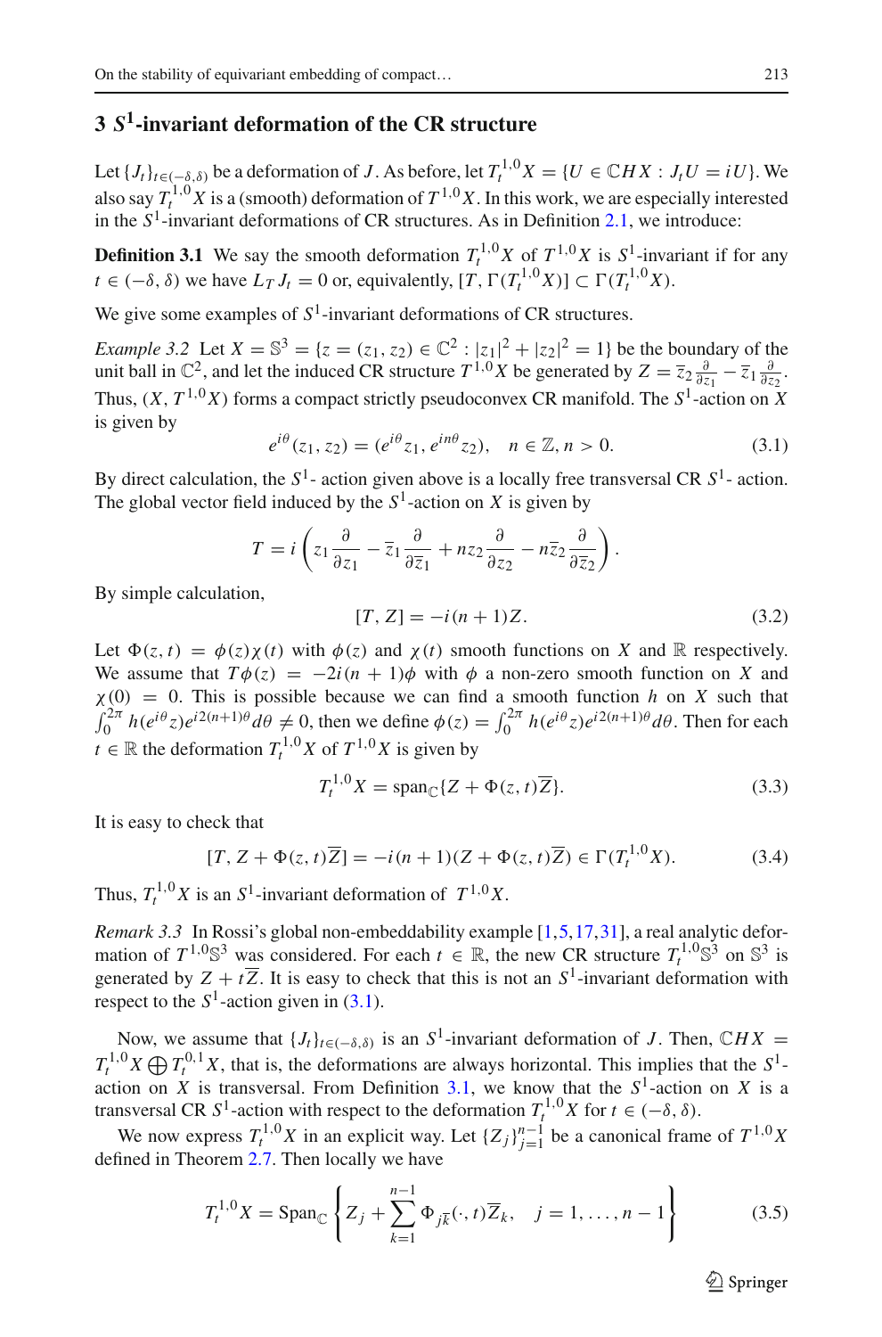## 3 $S^1$-invariant deformation of the CR structure

Let $\{J_t\}_{t\in(-\delta,\delta)}$ be a deformation of $J$. As before, let $T_t^{1,0}X = \{U \in \mathbb{C}HX : J_t U = iU\}$. We also say $T_t^{1,0}X$ is a (smooth) deformation of $T^{1,0}X$. In this work, we are especially interested in the $S^1$-invariant deformations of CR structures. As in Definition 2.1, we introduce:

**Definition 3.1** We say the smooth deformation $T_t^{1,0}X$ of $T^{1,0}X$ is $S^1$-invariant if for any $t \in (-\delta,\delta)$ we have $L_T J_t = 0$ or, equivalently, $[T, \Gamma(T_t^{1,0}X)] \subset \Gamma(T_t^{1,0}X)$.

We give some examples of $S^1$-invariant deformations of CR structures.

*Example 3.2* Let $X = \mathbb{S}^3 = \{z = (z_1, z_2) \in \mathbb{C}^2 : |z_1|^2 + |z_2|^2 = 1\}$ be the boundary of the unit ball in $\mathbb{C}^2$, and let the induced CR structure $T^{1,0}X$ be generated by $Z = \overline{z}_2 \frac{\partial}{\partial z_1} - \overline{z}_1 \frac{\partial}{\partial z_2}$. Thus, $(X, T^{1,0}X)$ forms a compact strictly pseudoconvex CR manifold. The $S^1$-action on $X$ is given by

$$e^{i\theta}(z_1, z_2) = (e^{i\theta}z_1, e^{in\theta}z_2), \quad n \in \mathbb{Z}, n > 0. \tag{3.1}$$

By direct calculation, the $S^1$- action given above is a locally free transversal CR $S^1$- action. The global vector field induced by the $S^1$-action on $X$ is given by

$$T = i\left(z_1\frac{\partial}{\partial z_1} - \overline{z}_1\frac{\partial}{\partial \overline{z}_1} + nz_2\frac{\partial}{\partial z_2} - n\overline{z}_2\frac{\partial}{\partial \overline{z}_2}\right).$$

By simple calculation,

$$[T, Z] = -i(n+1)Z. \tag{3.2}$$

Let $\Phi(z,t) = \phi(z)\chi(t)$ with $\phi(z)$ and $\chi(t)$ smooth functions on $X$ and $\mathbb{R}$ respectively. We assume that $T\phi(z) = -2i(n+1)\phi$ with $\phi$ a non-zero smooth function on $X$ and $\chi(0) = 0$. This is possible because we can find a smooth function $h$ on $X$ such that $\int_0^{2\pi} h(e^{i\theta}z)e^{i2(n+1)\theta}d\theta \neq 0$, then we define $\phi(z) = \int_0^{2\pi} h(e^{i\theta}z)e^{i2(n+1)\theta}d\theta$. Then for each $t \in \mathbb{R}$ the deformation $T_t^{1,0}X$ of $T^{1,0}X$ is given by

$$T_t^{1,0}X = \mathrm{span}_{\mathbb{C}}\{Z + \Phi(z,t)\overline{Z}\}. \tag{3.3}$$

It is easy to check that

$$[T, Z + \Phi(z,t)\overline{Z}] = -i(n+1)(Z + \Phi(z,t)\overline{Z}) \in \Gamma(T_t^{1,0}X). \tag{3.4}$$

Thus, $T_t^{1,0}X$ is an $S^1$-invariant deformation of $T^{1,0}X$.

*Remark 3.3* In Rossi's global non-embeddability example [1,5,17,31], a real analytic deformation of $T^{1,0}\mathbb{S}^3$ was considered. For each $t \in \mathbb{R}$, the new CR structure $T_t^{1,0}\mathbb{S}^3$ on $\mathbb{S}^3$ is generated by $Z + t\overline{Z}$. It is easy to check that this is not an $S^1$-invariant deformation with respect to the $S^1$-action given in (3.1).

Now, we assume that $\{J_t\}_{t\in(-\delta,\delta)}$ is an $S^1$-invariant deformation of $J$. Then, $\mathbb{C}HX = T_t^{1,0}X \bigoplus T_t^{0,1}X$, that is, the deformations are always horizontal. This implies that the $S^1$-action on $X$ is transversal. From Definition 3.1, we know that the $S^1$-action on $X$ is a transversal CR $S^1$-action with respect to the deformation $T_t^{1,0}X$ for $t \in (-\delta,\delta)$.

We now express $T_t^{1,0}X$ in an explicit way. Let $\{Z_j\}_{j=1}^{n-1}$ be a canonical frame of $T^{1,0}X$ defined in Theorem 2.7. Then locally we have

$$T_t^{1,0}X = \mathrm{Span}_{\mathbb{C}}\left\{Z_j + \sum_{k=1}^{n-1}\Phi_{j\overline{k}}(\cdot,t)\overline{Z}_k, \quad j = 1,\ldots,n-1\right\} \tag{3.5}$$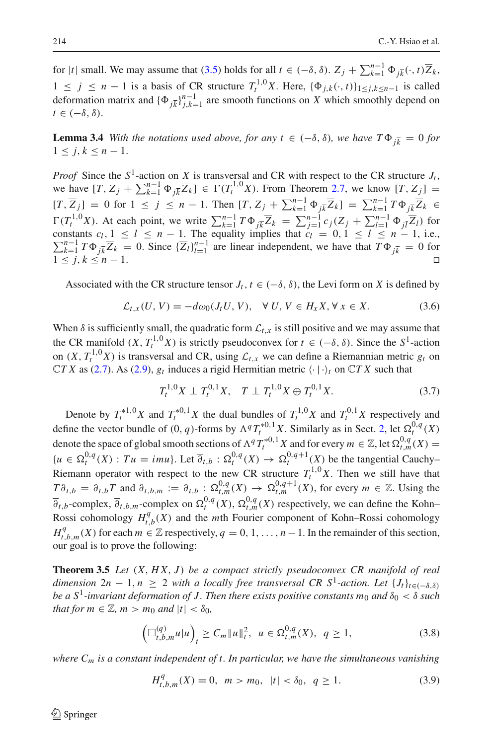for $|t|$ small. We may assume that (3.5) holds for all $t \in (-\delta, \delta)$. $Z_j + \sum_{k=1}^{n-1} \Phi_{j\overline{k}}(\cdot, t)\overline{Z}_k$, $1 \leq j \leq n-1$ is a basis of CR structure $T_t^{1,0}X$. Here, $\{\Phi_{j,k}(\cdot, t)\}_{1 \leq j,k \leq n-1}$ is called deformation matrix and $\{\Phi_{j\overline{k}}\}_{j,k=1}^{n-1}$ are smooth functions on $X$ which smoothly depend on $t \in (-\delta, \delta)$.

**Lemma 3.4** *With the notations used above, for any $t \in (-\delta, \delta)$, we have $T\Phi_{j\overline{k}} = 0$ for $1 \leq j, k \leq n-1$.*

*Proof* Since the $S^1$-action on $X$ is transversal and CR with respect to the CR structure $J_t$, we have $[T, Z_j + \sum_{k=1}^{n-1} \Phi_{j\overline{k}}\overline{Z}_k] \in \Gamma(T_t^{1,0}X)$. From Theorem 2.7, we know $[T, Z_j] = [T, \overline{Z}_j] = 0$ for $1 \leq j \leq n-1$. Then $[T, Z_j + \sum_{k=1}^{n-1} \Phi_{j\overline{k}}\overline{Z}_k] = \sum_{k=1}^{n-1} T\Phi_{j\overline{k}}\overline{Z}_k \in \Gamma(T_t^{1,0}X)$. At each point, we write $\sum_{k=1}^{n-1} T\Phi_{j\overline{k}}\overline{Z}_k = \sum_{j=1}^{n-1} c_j(Z_j + \sum_{l=1}^{n-1} \Phi_{j\overline{l}}\overline{Z}_l)$ for constants $c_l, 1 \leq l \leq n-1$. The equality implies that $c_l = 0, 1 \leq l \leq n-1$, i.e., $\sum_{k=1}^{n-1} T\Phi_{j\overline{k}}\overline{Z}_k = 0$. Since $\{\overline{Z}_l\}_{l=1}^{n-1}$ are linear independent, we have that $T\Phi_{j\overline{k}} = 0$ for $1 \leq j, k \leq n-1$. □

Associated with the CR structure tensor $J_t, t \in (-\delta, \delta)$, the Levi form on $X$ is defined by

$$\mathcal{L}_{t,x}(U, V) = -d\omega_0(J_t U, V), \quad \forall\, U, V \in H_x X, \forall\, x \in X. \tag{3.6}$$

When $\delta$ is sufficiently small, the quadratic form $\mathcal{L}_{t,x}$ is still positive and we may assume that the CR manifold $(X, T_t^{1,0}X)$ is strictly pseudoconvex for $t \in (-\delta, \delta)$. Since the $S^1$-action on $(X, T_t^{1,0}X)$ is transversal and CR, using $\mathcal{L}_{t,x}$ we can define a Riemannian metric $g_t$ on $\mathbb{C}TX$ as (2.7). As (2.9), $g_t$ induces a rigid Hermitian metric $\langle \cdot \,|\, \cdot \rangle_t$ on $\mathbb{C}TX$ such that

$$T_t^{1,0}X \perp T_t^{0,1}X, \quad T \perp T_t^{1,0}X \oplus T_t^{0,1}X. \tag{3.7}$$

Denote by $T_t^{*1,0}X$ and $T_t^{*0,1}X$ the dual bundles of $T_t^{1,0}X$ and $T_t^{0,1}X$ respectively and define the vector bundle of $(0, q)$-forms by $\Lambda^q T_t^{*0,1}X$. Similarly as in Sect. 2, let $\Omega_t^{0,q}(X)$ denote the space of global smooth sections of $\Lambda^q T_t^{*0,1}X$ and for every $m \in \mathbb{Z}$, let $\Omega_{t,m}^{0,q}(X) = \{u \in \Omega_t^{0,q}(X) : Tu = imu\}$. Let $\overline{\partial}_{t,b} : \Omega_t^{0,q}(X) \to \Omega_t^{0,q+1}(X)$ be the tangential Cauchy–Riemann operator with respect to the new CR structure $T_t^{1,0}X$. Then we still have that $T\overline{\partial}_{t,b} = \overline{\partial}_{t,b}T$ and $\overline{\partial}_{t,b,m} := \overline{\partial}_{t,b} : \Omega_{t,m}^{0,q}(X) \to \Omega_{t,m}^{0,q+1}(X)$, for every $m \in \mathbb{Z}$. Using the $\overline{\partial}_{t,b}$-complex, $\overline{\partial}_{t,b,m}$-complex on $\Omega_t^{0,q}(X)$, $\Omega_{t,m}^{0,q}(X)$ respectively, we can define the Kohn–Rossi cohomology $H_{t,b}^q(X)$ and the $m$th Fourier component of Kohn–Rossi cohomology $H_{t,b,m}^q(X)$ for each $m \in \mathbb{Z}$ respectively, $q = 0, 1, \ldots, n-1$. In the remainder of this section, our goal is to prove the following:

**Theorem 3.5** *Let $(X, HX, J)$ be a compact strictly pseudoconvex CR manifold of real dimension $2n-1, n \geq 2$ with a locally free transversal CR $S^1$-action. Let $\{J_t\}_{t \in (-\delta, \delta)}$ be a $S^1$-invariant deformation of $J$. Then there exists positive constants $m_0$ and $\delta_0 < \delta$ such that for $m \in \mathbb{Z}$, $m > m_0$ and $|t| < \delta_0$,*

$$\left(\Box_{t,b,m}^{(q)} u | u\right)_t \geq C_m \|u\|_t^2, \ \ u \in \Omega_{t,m}^{0,q}(X), \ \ q \geq 1, \tag{3.8}$$

*where $C_m$ is a constant independent of $t$. In particular, we have the simultaneous vanishing*

$$H_{t,b,m}^q(X) = 0, \ \ m > m_0, \ \ |t| < \delta_0, \ \ q \geq 1. \tag{3.9}$$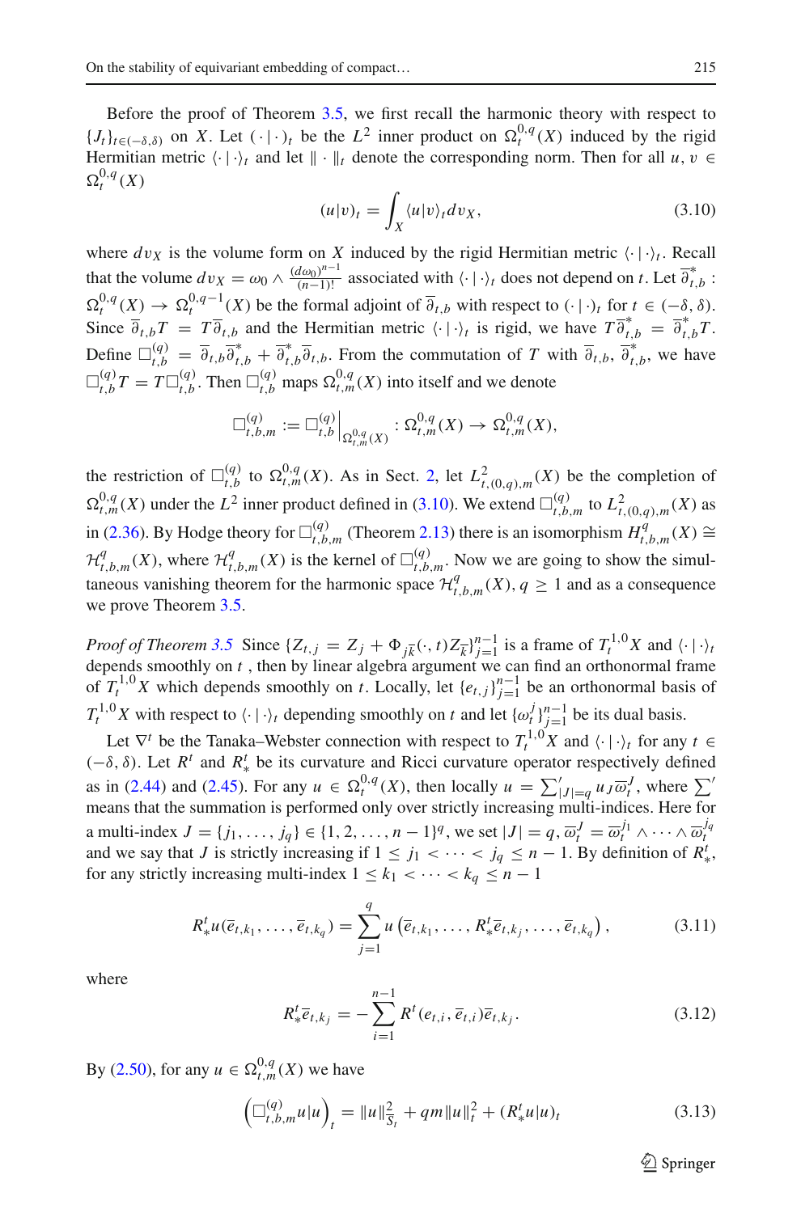Before the proof of Theorem 3.5, we first recall the harmonic theory with respect to $\{J_t\}_{t\in(-\delta,\delta)}$ on $X$. Let $(\cdot\,|\,\cdot)_t$ be the $L^2$ inner product on $\Omega_t^{0,q}(X)$ induced by the rigid Hermitian metric $\langle\cdot\,|\,\cdot\rangle_t$ and let $\|\cdot\|_t$ denote the corresponding norm. Then for all $u, v \in \Omega_t^{0,q}(X)$

$$
(u|v)_t = \int_X \langle u|v\rangle_t dv_X, \tag{3.10}
$$

where $dv_X$ is the volume form on $X$ induced by the rigid Hermitian metric $\langle\cdot\,|\,\cdot\rangle_t$. Recall that the volume $dv_X = \omega_0 \wedge \frac{(d\omega_0)^{n-1}}{(n-1)!}$ associated with $\langle\cdot\,|\,\cdot\rangle_t$ does not depend on $t$. Let $\overline{\partial}^*_{t,b} : \Omega_t^{0,q}(X) \to \Omega_t^{0,q-1}(X)$ be the formal adjoint of $\overline{\partial}_{t,b}$ with respect to $(\cdot\,|\,\cdot)_t$ for $t \in (-\delta,\delta)$. Since $\overline{\partial}_{t,b}T = T\overline{\partial}_{t,b}$ and the Hermitian metric $\langle\cdot\,|\,\cdot\rangle_t$ is rigid, we have $T\overline{\partial}^*_{t,b} = \overline{\partial}^*_{t,b}T$. Define $\square^{(q)}_{t,b} = \overline{\partial}_{t,b}\overline{\partial}^*_{t,b} + \overline{\partial}^*_{t,b}\overline{\partial}_{t,b}$. From the commutation of $T$ with $\overline{\partial}_{t,b}$, $\overline{\partial}^*_{t,b}$, we have $\square^{(q)}_{t,b}T = T\square^{(q)}_{t,b}$. Then $\square^{(q)}_{t,b}$ maps $\Omega^{0,q}_{t,m}(X)$ into itself and we denote

$$
\square^{(q)}_{t,b,m} := \square^{(q)}_{t,b}\Big|_{\Omega^{0,q}_{t,m}(X)} : \Omega^{0,q}_{t,m}(X) \to \Omega^{0,q}_{t,m}(X),
$$

the restriction of $\square^{(q)}_{t,b}$ to $\Omega^{0,q}_{t,m}(X)$. As in Sect. 2, let $L^2_{t,(0,q),m}(X)$ be the completion of $\Omega^{0,q}_{t,m}(X)$ under the $L^2$ inner product defined in (3.10). We extend $\square^{(q)}_{t,b,m}$ to $L^2_{t,(0,q),m}(X)$ as in (2.36). By Hodge theory for $\square^{(q)}_{t,b,m}$ (Theorem 2.13) there is an isomorphism $H^q_{t,b,m}(X) \cong \mathcal{H}^q_{t,b,m}(X)$, where $\mathcal{H}^q_{t,b,m}(X)$ is the kernel of $\square^{(q)}_{t,b,m}$. Now we are going to show the simultaneous vanishing theorem for the harmonic space $\mathcal{H}^q_{t,b,m}(X)$, $q \geq 1$ and as a consequence we prove Theorem 3.5.

*Proof of Theorem 3.5* Since $\{Z_{t,j} = Z_j + \Phi_{j\overline{k}}(\cdot,t)Z_{\overline{k}}\}_{j=1}^{n-1}$ is a frame of $T_t^{1,0}X$ and $\langle\cdot\,|\,\cdot\rangle_t$ depends smoothly on $t$ , then by linear algebra argument we can find an orthonormal frame of $T_t^{1,0}X$ which depends smoothly on $t$. Locally, let $\{e_{t,j}\}_{j=1}^{n-1}$ be an orthonormal basis of $T_t^{1,0}X$ with respect to $\langle\cdot\,|\,\cdot\rangle_t$ depending smoothly on $t$ and let $\{\omega_t^j\}_{j=1}^{n-1}$ be its dual basis.

Let $\nabla^t$ be the Tanaka–Webster connection with respect to $T_t^{1,0}X$ and $\langle\cdot\,|\,\cdot\rangle_t$ for any $t \in (-\delta,\delta)$. Let $R^t$ and $R^t_*$ be its curvature and Ricci curvature operator respectively defined as in (2.44) and (2.45). For any $u \in \Omega_t^{0,q}(X)$, then locally $u = \sum'_{|J|=q} u_J\overline{\omega}_t^J$, where $\sum'$ means that the summation is performed only over strictly increasing multi-indices. Here for a multi-index $J = \{j_1,\ldots,j_q\} \in \{1,2,\ldots,n-1\}^q$, we set $|J| = q$, $\overline{\omega}_t^J = \overline{\omega}_t^{j_1}\wedge\cdots\wedge\overline{\omega}_t^{j_q}$ and we say that $J$ is strictly increasing if $1 \leq j_1 < \cdots < j_q \leq n-1$. By definition of $R^t_*$, for any strictly increasing multi-index $1 \leq k_1 < \cdots < k_q \leq n-1$

$$
R^t_*u(\overline{e}_{t,k_1},\ldots,\overline{e}_{t,k_q}) = \sum_{j=1}^{q} u\left(\overline{e}_{t,k_1},\ldots,R^t_*\overline{e}_{t,k_j},\ldots,\overline{e}_{t,k_q}\right), \tag{3.11}
$$

where

$$
R^t_*\overline{e}_{t,k_j} = -\sum_{i=1}^{n-1} R^t(e_{t,i},\overline{e}_{t,i})\overline{e}_{t,k_j}. \tag{3.12}
$$

By (2.50), for any $u \in \Omega^{0,q}_{t,m}(X)$ we have

$$
\left(\square^{(q)}_{t,b,m}u|u\right)_t = \|u\|^2_{\overline{S}_t} + qm\|u\|^2_t + (R^t_*u|u)_t \tag{3.13}
$$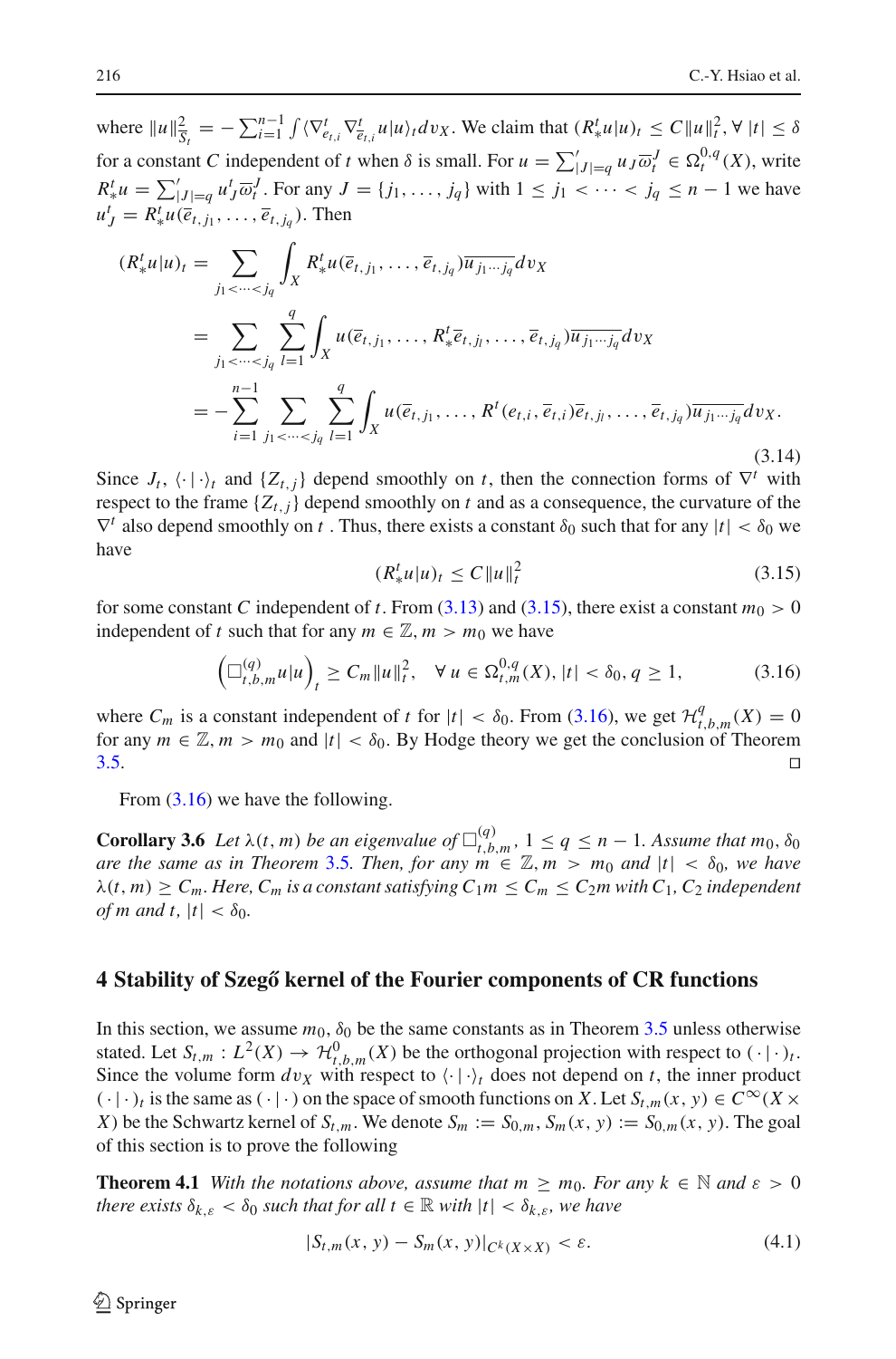where $\|u\|^2_{\bar{S}_t} = -\sum_{i=1}^{n-1} \int \langle \nabla^t_{e_{t,i}} \nabla^t_{\overline{e}_{t,i}} u | u \rangle_t dv_X$. We claim that $(R^t_* u|u)_t \leq C\|u\|^2_t, \forall\, |t| \leq \delta$ for a constant $C$ independent of $t$ when $\delta$ is small. For $u = \sum'_{|J|=q} u_J \overline{\omega}^J_t \in \Omega^{0,q}_t(X)$, write $R^t_* u = \sum'_{|J|=q} u^t_J \overline{\omega}^J_t$. For any $J = \{j_1, \ldots, j_q\}$ with $1 \leq j_1 < \cdots < j_q \leq n-1$ we have $u^t_J = R^t_* u(\overline{e}_{t,j_1}, \ldots, \overline{e}_{t,j_q})$. Then

$$
\begin{aligned}
(R^t_* u|u)_t &= \sum_{j_1 < \cdots < j_q} \int_X R^t_* u(\overline{e}_{t,j_1}, \ldots, \overline{e}_{t,j_q}) \overline{u_{j_1 \cdots j_q}} dv_X \\
&= \sum_{j_1 < \cdots < j_q} \sum_{l=1}^{q} \int_X u(\overline{e}_{t,j_1}, \ldots, R^t_* \overline{e}_{t,j_l}, \ldots, \overline{e}_{t,j_q}) \overline{u_{j_1 \cdots j_q}} dv_X \\
&= -\sum_{i=1}^{n-1} \sum_{j_1 < \cdots < j_q} \sum_{l=1}^{q} \int_X u(\overline{e}_{t,j_1}, \ldots, R^t(e_{t,i}, \overline{e}_{t,i}) \overline{e}_{t,j_l}, \ldots, \overline{e}_{t,j_q}) \overline{u_{j_1 \cdots j_q}} dv_X.
\end{aligned}
\tag{3.14}
$$

Since $J_t$, $\langle \cdot | \cdot \rangle_t$ and $\{Z_{t,j}\}$ depend smoothly on $t$, then the connection forms of $\nabla^t$ with respect to the frame $\{Z_{t,j}\}$ depend smoothly on $t$ and as a consequence, the curvature of the $\nabla^t$ also depend smoothly on $t$ . Thus, there exists a constant $\delta_0$ such that for any $|t| < \delta_0$ we have

$$
(R^t_* u|u)_t \leq C\|u\|^2_t \tag{3.15}
$$

for some constant $C$ independent of $t$. From (3.13) and (3.15), there exist a constant $m_0 > 0$ independent of $t$ such that for any $m \in \mathbb{Z}, m > m_0$ we have

$$
\left( \Box^{(q)}_{t,b,m} u | u \right)_t \geq C_m \|u\|^2_t, \quad \forall\, u \in \Omega^{0,q}_{t,m}(X), |t| < \delta_0, q \geq 1, \tag{3.16}
$$

where $C_m$ is a constant independent of $t$ for $|t| < \delta_0$. From (3.16), we get $\mathcal{H}^q_{t,b,m}(X) = 0$ for any $m \in \mathbb{Z}, m > m_0$ and $|t| < \delta_0$. By Hodge theory we get the conclusion of Theorem 3.5. ◻

From (3.16) we have the following.

**Corollary 3.6** *Let $\lambda(t, m)$ be an eigenvalue of $\Box^{(q)}_{t,b,m}$, $1 \leq q \leq n-1$. Assume that $m_0$, $\delta_0$ are the same as in Theorem 3.5. Then, for any $m \in \mathbb{Z}, m > m_0$ and $|t| < \delta_0$, we have $\lambda(t, m) \geq C_m$. Here, $C_m$ is a constant satisfying $C_1 m \leq C_m \leq C_2 m$ with $C_1, C_2$ independent of $m$ and $t$, $|t| < \delta_0$.*

## 4 Stability of Szegő kernel of the Fourier components of CR functions

In this section, we assume $m_0$, $\delta_0$ be the same constants as in Theorem 3.5 unless otherwise stated. Let $S_{t,m} : L^2(X) \to \mathcal{H}^0_{t,b,m}(X)$ be the orthogonal projection with respect to $(\cdot\,|\,\cdot)_t$. Since the volume form $dv_X$ with respect to $\langle \cdot | \cdot \rangle_t$ does not depend on $t$, the inner product $(\cdot\,|\,\cdot)_t$ is the same as $(\cdot\,|\,\cdot)$ on the space of smooth functions on $X$. Let $S_{t,m}(x, y) \in C^\infty(X \times X)$ be the Schwartz kernel of $S_{t,m}$. We denote $S_m := S_{0,m}$, $S_m(x, y) := S_{0,m}(x, y)$. The goal of this section is to prove the following

**Theorem 4.1** *With the notations above, assume that $m \geq m_0$. For any $k \in \mathbb{N}$ and $\varepsilon > 0$ there exists $\delta_{k,\varepsilon} < \delta_0$ such that for all $t \in \mathbb{R}$ with $|t| < \delta_{k,\varepsilon}$, we have*

$$
|S_{t,m}(x, y) - S_m(x, y)|_{C^k(X \times X)} < \varepsilon. \tag{4.1}
$$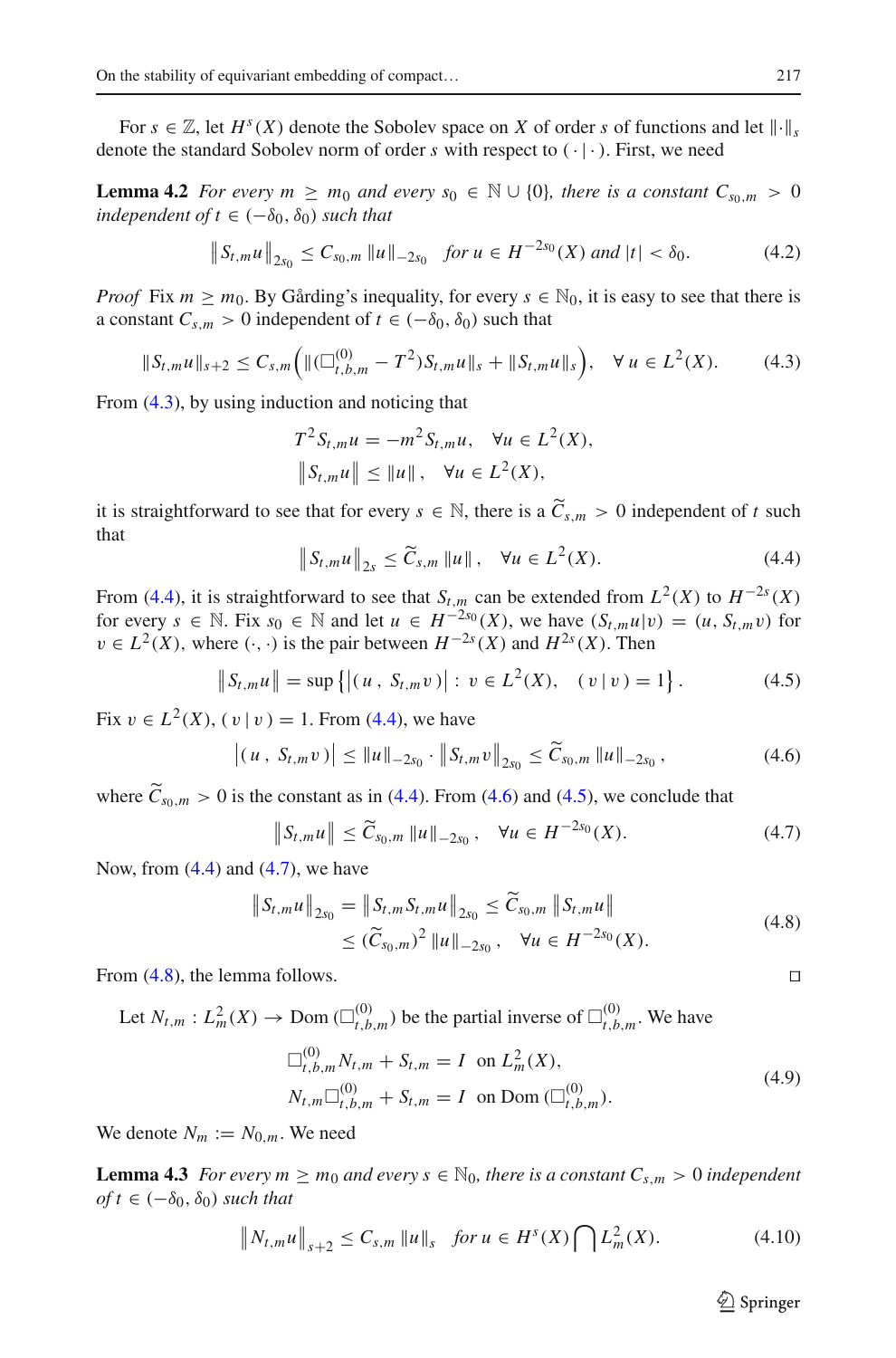For $s \in \mathbb{Z}$, let $H^s(X)$ denote the Sobolev space on $X$ of order $s$ of functions and let $\|\cdot\|_s$ denote the standard Sobolev norm of order $s$ with respect to $(\cdot\,|\,\cdot)$. First, we need

**Lemma 4.2** *For every $m \geq m_0$ and every $s_0 \in \mathbb{N} \cup \{0\}$, there is a constant $C_{s_0,m} > 0$ independent of $t \in (-\delta_0, \delta_0)$ such that*

$$\left\| S_{t,m}u \right\|_{2s_0} \leq C_{s_0,m} \left\| u \right\|_{-2s_0} \quad \textit{for } u \in H^{-2s_0}(X) \textit{ and } |t| < \delta_0. \tag{4.2}$$

*Proof* Fix $m \geq m_0$. By Gårding's inequality, for every $s \in \mathbb{N}_0$, it is easy to see that there is a constant $C_{s,m} > 0$ independent of $t \in (-\delta_0, \delta_0)$ such that

$$\|S_{t,m}u\|_{s+2} \leq C_{s,m}\Big(\|(\Box^{(0)}_{t,b,m} - T^2)S_{t,m}u\|_s + \|S_{t,m}u\|_s\Big), \quad \forall\, u \in L^2(X). \tag{4.3}$$

From (4.3), by using induction and noticing that

$$\begin{aligned} T^2 S_{t,m}u &= -m^2 S_{t,m}u, \quad \forall u \in L^2(X), \\ \left\| S_{t,m}u \right\| &\leq \|u\|, \quad \forall u \in L^2(X), \end{aligned}$$

it is straightforward to see that for every $s \in \mathbb{N}$, there is a $\widetilde{C}_{s,m} > 0$ independent of $t$ such that

$$\left\| S_{t,m}u \right\|_{2s} \leq \widetilde{C}_{s,m} \left\| u \right\|, \quad \forall u \in L^2(X). \tag{4.4}$$

From (4.4), it is straightforward to see that $S_{t,m}$ can be extended from $L^2(X)$ to $H^{-2s}(X)$ for every $s \in \mathbb{N}$. Fix $s_0 \in \mathbb{N}$ and let $u \in H^{-2s_0}(X)$, we have $(S_{t,m}u\,|\,v) = (u, S_{t,m}v)$ for $v \in L^2(X)$, where $(\cdot,\cdot)$ is the pair between $H^{-2s}(X)$ and $H^{2s}(X)$. Then

$$\left\| S_{t,m}u \right\| = \sup\left\{ \left| (\,u\,,\; S_{t,m}v\,) \right| :\; v \in L^2(X), \quad (\,v\,|\,v\,) = 1 \right\}. \tag{4.5}$$

Fix $v \in L^2(X)$, $(\,v\,|\,v\,) = 1$. From (4.4), we have

$$\left| (\,u\,,\; S_{t,m}v\,) \right| \leq \|u\|_{-2s_0} \cdot \left\| S_{t,m}v \right\|_{2s_0} \leq \widetilde{C}_{s_0,m} \left\| u \right\|_{-2s_0}, \tag{4.6}$$

where $\widetilde{C}_{s_0,m} > 0$ is the constant as in (4.4). From (4.6) and (4.5), we conclude that

$$\left\| S_{t,m}u \right\| \leq \widetilde{C}_{s_0,m} \left\| u \right\|_{-2s_0}, \quad \forall u \in H^{-2s_0}(X). \tag{4.7}$$

Now, from (4.4) and (4.7), we have

$$\begin{aligned} \left\| S_{t,m}u \right\|_{2s_0} &= \left\| S_{t,m}S_{t,m}u \right\|_{2s_0} \leq \widetilde{C}_{s_0,m} \left\| S_{t,m}u \right\| \\ &\leq (\widetilde{C}_{s_0,m})^2 \left\| u \right\|_{-2s_0}, \quad \forall u \in H^{-2s_0}(X). \end{aligned} \tag{4.8}$$

From (4.8), the lemma follows. $\square$

Let $N_{t,m} : L^2_m(X) \to \mathrm{Dom}\,(\Box^{(0)}_{t,b,m})$ be the partial inverse of $\Box^{(0)}_{t,b,m}$. We have

$$\begin{aligned} \Box^{(0)}_{t,b,m}N_{t,m} + S_{t,m} &= I \;\text{ on } L^2_m(X), \\ N_{t,m}\Box^{(0)}_{t,b,m} + S_{t,m} &= I \;\text{ on } \mathrm{Dom}\,(\Box^{(0)}_{t,b,m}). \end{aligned} \tag{4.9}$$

We denote $N_m := N_{0,m}$. We need

**Lemma 4.3** *For every $m \geq m_0$ and every $s \in \mathbb{N}_0$, there is a constant $C_{s,m} > 0$ independent of $t \in (-\delta_0, \delta_0)$ such that*

$$\left\| N_{t,m}u \right\|_{s+2} \leq C_{s,m} \left\| u \right\|_s \quad \textit{for } u \in H^s(X) \bigcap L^2_m(X). \tag{4.10}$$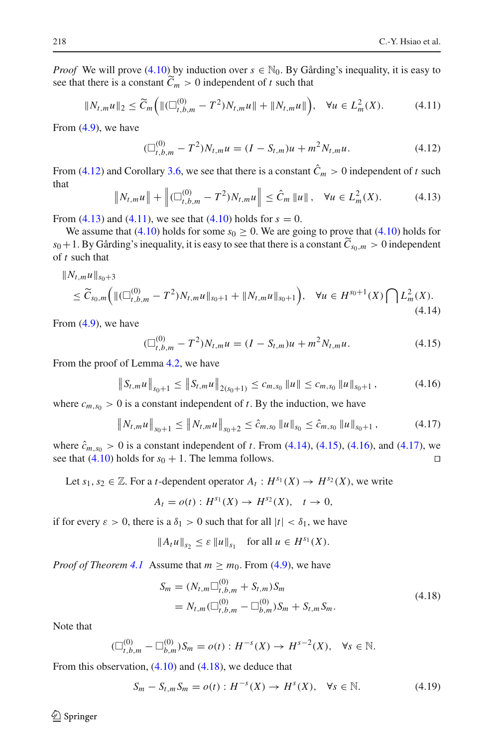*Proof* We will prove (4.10) by induction over $s \in \mathbb{N}_0$. By Gårding's inequality, it is easy to see that there is a constant $\widetilde{C}_m > 0$ independent of $t$ such that

$$\|N_{t,m}u\|_2 \leq \widetilde{C}_m\Big(\|(\Box^{(0)}_{t,b,m} - T^2)N_{t,m}u\| + \|N_{t,m}u\|\Big), \quad \forall u \in L^2_m(X). \tag{4.11}$$

From (4.9), we have

$$(\Box^{(0)}_{t,b,m} - T^2)N_{t,m}u = (I - S_{t,m})u + m^2 N_{t,m}u. \tag{4.12}$$

From (4.12) and Corollary 3.6, we see that there is a constant $\hat{C}_m > 0$ independent of $t$ such that

$$\left\|N_{t,m}u\right\| + \left\|(\Box^{(0)}_{t,b,m} - T^2)N_{t,m}u\right\| \leq \hat{C}_m \left\|u\right\|, \quad \forall u \in L^2_m(X). \tag{4.13}$$

From (4.13) and (4.11), we see that (4.10) holds for $s = 0$.

We assume that (4.10) holds for some $s_0 \geq 0$. We are going to prove that (4.10) holds for $s_0+1$. By Gårding's inequality, it is easy to see that there is a constant $\widetilde{C}_{s_0,m} > 0$ independent of $t$ such that

$$\begin{aligned}&\|N_{t,m}u\|_{s_0+3}\\ &\leq \widetilde{C}_{s_0,m}\Big(\|(\Box^{(0)}_{t,b,m} - T^2)N_{t,m}u\|_{s_0+1} + \|N_{t,m}u\|_{s_0+1}\Big), \quad \forall u \in H^{s_0+1}(X)\bigcap L^2_m(X).\end{aligned} \tag{4.14}$$

From (4.9), we have

$$(\Box^{(0)}_{t,b,m} - T^2)N_{t,m}u = (I - S_{t,m})u + m^2 N_{t,m}u. \tag{4.15}$$

From the proof of Lemma 4.2, we have

$$\left\|S_{t,m}u\right\|_{s_0+1} \leq \left\|S_{t,m}u\right\|_{2(s_0+1)} \leq c_{m,s_0}\left\|u\right\| \leq c_{m,s_0}\left\|u\right\|_{s_0+1}, \tag{4.16}$$

where $c_{m,s_0} > 0$ is a constant independent of $t$. By the induction, we have

$$\left\|N_{t,m}u\right\|_{s_0+1} \leq \left\|N_{t,m}u\right\|_{s_0+2} \leq \hat{c}_{m,s_0}\left\|u\right\|_{s_0} \leq \hat{c}_{m,s_0}\left\|u\right\|_{s_0+1}, \tag{4.17}$$

where $\hat{c}_{m,s_0} > 0$ is a constant independent of $t$. From (4.14), (4.15), (4.16), and (4.17), we see that (4.10) holds for $s_0 + 1$. The lemma follows. □

Let $s_1, s_2 \in \mathbb{Z}$. For a $t$-dependent operator $A_t : H^{s_1}(X) \to H^{s_2}(X)$, we write

$$A_t = o(t) : H^{s_1}(X) \to H^{s_2}(X), \quad t \to 0,$$

if for every $\varepsilon > 0$, there is a $\delta_1 > 0$ such that for all $|t| < \delta_1$, we have

$$\left\|A_t u\right\|_{s_2} \leq \varepsilon \left\|u\right\|_{s_1} \quad \text{for all } u \in H^{s_1}(X).$$

*Proof of Theorem 4.1* Assume that $m \geq m_0$. From (4.9), we have

$$\begin{aligned} S_m &= (N_{t,m}\Box^{(0)}_{t,b,m} + S_{t,m})S_m \\ &= N_{t,m}(\Box^{(0)}_{t,b,m} - \Box^{(0)}_{b,m})S_m + S_{t,m}S_m. \end{aligned} \tag{4.18}$$

Note that

$$(\Box^{(0)}_{t,b,m} - \Box^{(0)}_{b,m})S_m = o(t) : H^{-s}(X) \to H^{s-2}(X), \quad \forall s \in \mathbb{N}.$$

From this observation, (4.10) and (4.18), we deduce that

$$S_m - S_{t,m}S_m = o(t) : H^{-s}(X) \to H^{s}(X), \quad \forall s \in \mathbb{N}. \tag{4.19}$$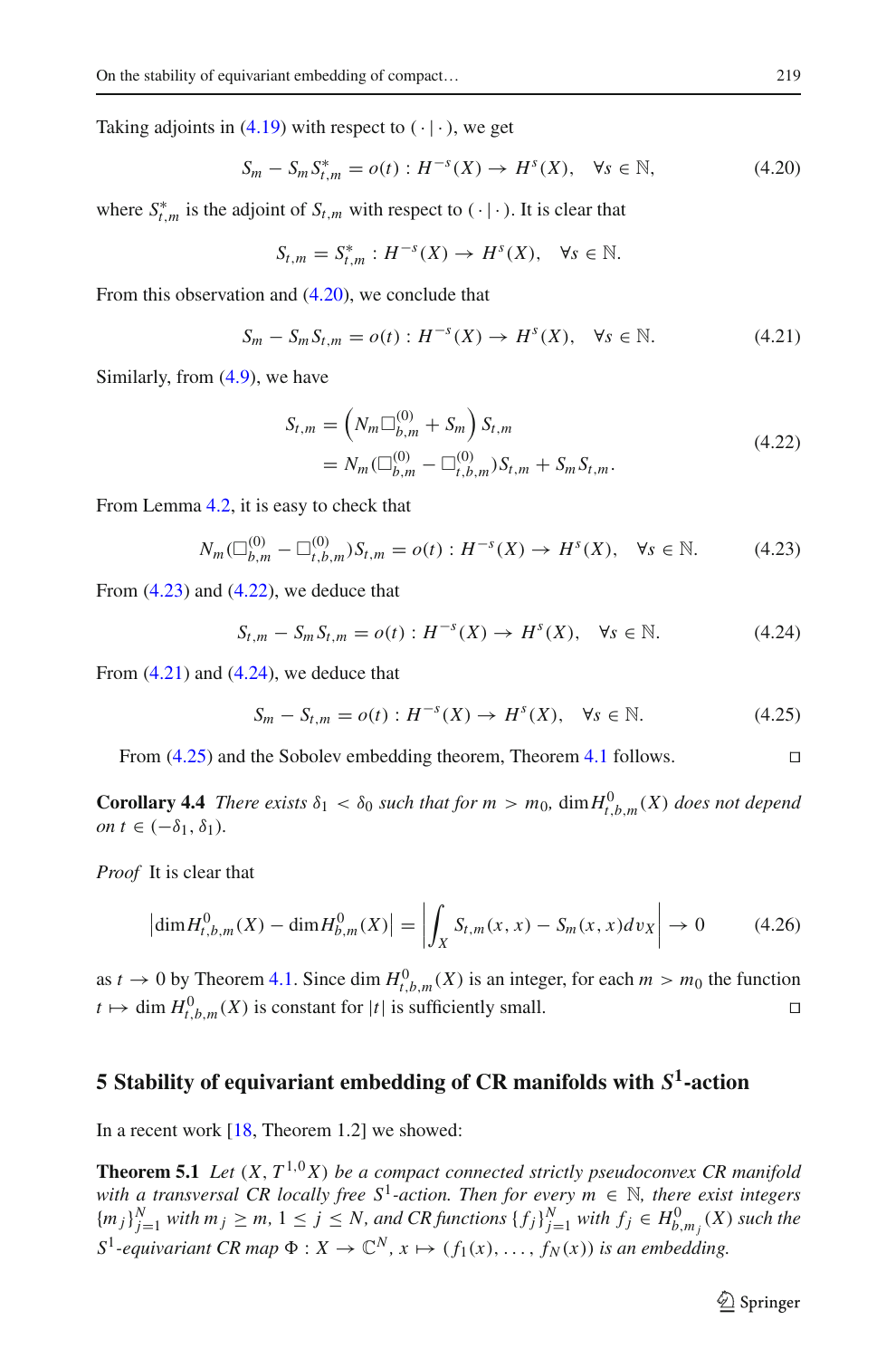Taking adjoints in (4.19) with respect to $(\cdot\,|\,\cdot)$, we get

$$S_m - S_m S_{t,m}^* = o(t) : H^{-s}(X) \to H^s(X), \quad \forall s \in \mathbb{N}, \tag{4.20}$$

where $S_{t,m}^*$ is the adjoint of $S_{t,m}$ with respect to $(\cdot\,|\,\cdot)$. It is clear that

$$S_{t,m} = S_{t,m}^* : H^{-s}(X) \to H^s(X), \quad \forall s \in \mathbb{N}.$$

From this observation and (4.20), we conclude that

$$S_m - S_m S_{t,m} = o(t) : H^{-s}(X) \to H^s(X), \quad \forall s \in \mathbb{N}. \tag{4.21}$$

Similarly, from (4.9), we have

$$\begin{aligned} S_{t,m} &= \left( N_m \Box_{b,m}^{(0)} + S_m \right) S_{t,m} \\ &= N_m (\Box_{b,m}^{(0)} - \Box_{t,b,m}^{(0)}) S_{t,m} + S_m S_{t,m}. \end{aligned} \tag{4.22}$$

From Lemma 4.2, it is easy to check that

$$N_m (\Box_{b,m}^{(0)} - \Box_{t,b,m}^{(0)}) S_{t,m} = o(t) : H^{-s}(X) \to H^s(X), \quad \forall s \in \mathbb{N}. \tag{4.23}$$

From (4.23) and (4.22), we deduce that

$$S_{t,m} - S_m S_{t,m} = o(t) : H^{-s}(X) \to H^s(X), \quad \forall s \in \mathbb{N}. \tag{4.24}$$

From (4.21) and (4.24), we deduce that

$$S_m - S_{t,m} = o(t) : H^{-s}(X) \to H^s(X), \quad \forall s \in \mathbb{N}. \tag{4.25}$$

From (4.25) and the Sobolev embedding theorem, Theorem 4.1 follows. □

**Corollary 4.4** *There exists $\delta_1 < \delta_0$ such that for $m > m_0$, $\dim H_{t,b,m}^0(X)$ does not depend on $t \in (-\delta_1, \delta_1)$.*

*Proof* It is clear that

$$\left| \dim H_{t,b,m}^0(X) - \dim H_{b,m}^0(X) \right| = \left| \int_X S_{t,m}(x,x) - S_m(x,x) dv_X \right| \to 0 \tag{4.26}$$

as $t \to 0$ by Theorem 4.1. Since $\dim H_{t,b,m}^0(X)$ is an integer, for each $m > m_0$ the function $t \mapsto \dim H_{t,b,m}^0(X)$ is constant for $|t|$ is sufficiently small. □

## 5 Stability of equivariant embedding of CR manifolds with $S^1$-action

In a recent work [18, Theorem 1.2] we showed:

**Theorem 5.1** *Let $(X, T^{1,0}X)$ be a compact connected strictly pseudoconvex CR manifold with a transversal CR locally free $S^1$-action. Then for every $m \in \mathbb{N}$, there exist integers $\{m_j\}_{j=1}^N$ with $m_j \geq m$, $1 \leq j \leq N$, and CR functions $\{f_j\}_{j=1}^N$ with $f_j \in H_{b,m_j}^0(X)$ such the $S^1$-equivariant CR map $\Phi : X \to \mathbb{C}^N$, $x \mapsto (f_1(x), \ldots, f_N(x))$ is an embedding.*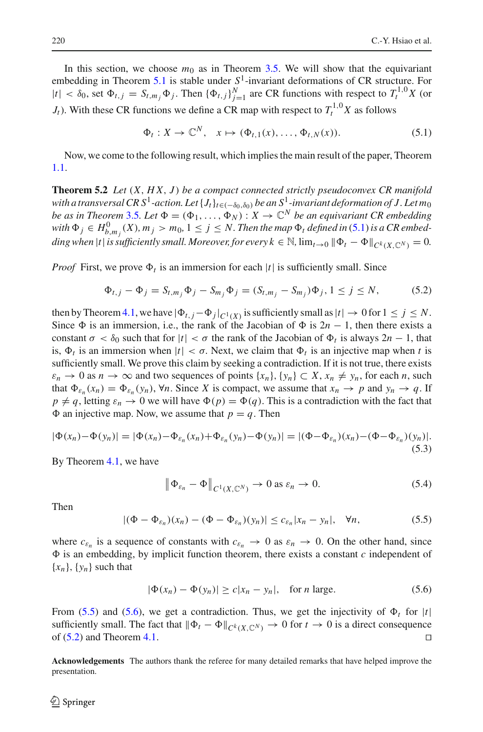In this section, we choose $m_0$ as in Theorem 3.5. We will show that the equivariant embedding in Theorem 5.1 is stable under $S^1$-invariant deformations of CR structure. For $|t| < \delta_0$, set $\Phi_{t,j} = S_{t,m_j}\Phi_j$. Then $\{\Phi_{t,j}\}_{j=1}^N$ are CR functions with respect to $T_t^{1,0}X$ (or $J_t$). With these CR functions we define a CR map with respect to $T_t^{1,0}X$ as follows

$$\Phi_t : X \to \mathbb{C}^N, \quad x \mapsto (\Phi_{t,1}(x), \ldots, \Phi_{t,N}(x)). \tag{5.1}$$

Now, we come to the following result, which implies the main result of the paper, Theorem 1.1.

**Theorem 5.2** *Let $(X, HX, J)$ be a compact connected strictly pseudoconvex CR manifold with a transversal CR $S^1$-action. Let $\{J_t\}_{t\in(-\delta_0,\delta_0)}$ be an $S^1$-invariant deformation of $J$. Let $m_0$ be as in Theorem 3.5. Let $\Phi = (\Phi_1, \ldots, \Phi_N) : X \to \mathbb{C}^N$ be an equivariant CR embedding with $\Phi_j \in H^0_{b,m_j}(X)$, $m_j > m_0$, $1 \le j \le N$. Then the map $\Phi_t$ defined in (5.1) is a CR embedding when $|t|$ is sufficiently small. Moreover, for every $k \in \mathbb{N}$, $\lim_{t\to 0} \|\Phi_t - \Phi\|_{C^k(X,\mathbb{C}^N)} = 0$.*

*Proof* First, we prove $\Phi_t$ is an immersion for each $|t|$ is sufficiently small. Since

$$\Phi_{t,j} - \Phi_j = S_{t,m_j}\Phi_j - S_{m_j}\Phi_j = (S_{t,m_j} - S_{m_j})\Phi_j, 1 \le j \le N, \tag{5.2}$$

then by Theorem 4.1, we have $|\Phi_{t,j} - \Phi_j|_{C^1(X)}$ is sufficiently small as $|t| \to 0$ for $1 \le j \le N$. Since $\Phi$ is an immersion, i.e., the rank of the Jacobian of $\Phi$ is $2n-1$, then there exists a constant $\sigma < \delta_0$ such that for $|t| < \sigma$ the rank of the Jacobian of $\Phi_t$ is always $2n-1$, that is, $\Phi_t$ is an immersion when $|t| < \sigma$. Next, we claim that $\Phi_t$ is an injective map when $t$ is sufficiently small. We prove this claim by seeking a contradiction. If it is not true, there exists $\varepsilon_n \to 0$ as $n \to \infty$ and two sequences of points $\{x_n\}, \{y_n\} \subset X$, $x_n \ne y_n$, for each $n$, such that $\Phi_{\varepsilon_n}(x_n) = \Phi_{\varepsilon_n}(y_n)$, $\forall n$. Since $X$ is compact, we assume that $x_n \to p$ and $y_n \to q$. If $p \ne q$, letting $\varepsilon_n \to 0$ we will have $\Phi(p) = \Phi(q)$. This is a contradiction with the fact that $\Phi$ an injective map. Now, we assume that $p = q$. Then

$$|\Phi(x_n)-\Phi(y_n)| = |\Phi(x_n)-\Phi_{\varepsilon_n}(x_n)+\Phi_{\varepsilon_n}(y_n)-\Phi(y_n)| = |(\Phi-\Phi_{\varepsilon_n})(x_n)-(\Phi-\Phi_{\varepsilon_n})(y_n)|. \tag{5.3}$$

By Theorem 4.1, we have

$$\left\|\Phi_{\varepsilon_n} - \Phi\right\|_{C^1(X,\mathbb{C}^N)} \to 0 \text{ as } \varepsilon_n \to 0. \tag{5.4}$$

Then

$$|(\Phi - \Phi_{\varepsilon_n})(x_n) - (\Phi - \Phi_{\varepsilon_n})(y_n)| \le c_{\varepsilon_n}|x_n - y_n|, \quad \forall n, \tag{5.5}$$

where $c_{\varepsilon_n}$ is a sequence of constants with $c_{\varepsilon_n} \to 0$ as $\varepsilon_n \to 0$. On the other hand, since $\Phi$ is an embedding, by implicit function theorem, there exists a constant $c$ independent of $\{x_n\}, \{y_n\}$ such that

$$|\Phi(x_n) - \Phi(y_n)| \ge c|x_n - y_n|, \quad \text{for } n \text{ large}. \tag{5.6}$$

From (5.5) and (5.6), we get a contradiction. Thus, we get the injectivity of $\Phi_t$ for $|t|$ sufficiently small. The fact that $\|\Phi_t - \Phi\|_{C^k(X,\mathbb{C}^N)} \to 0$ for $t \to 0$ is a direct consequence of (5.2) and Theorem 4.1. □

**Acknowledgements** The authors thank the referee for many detailed remarks that have helped improve the presentation.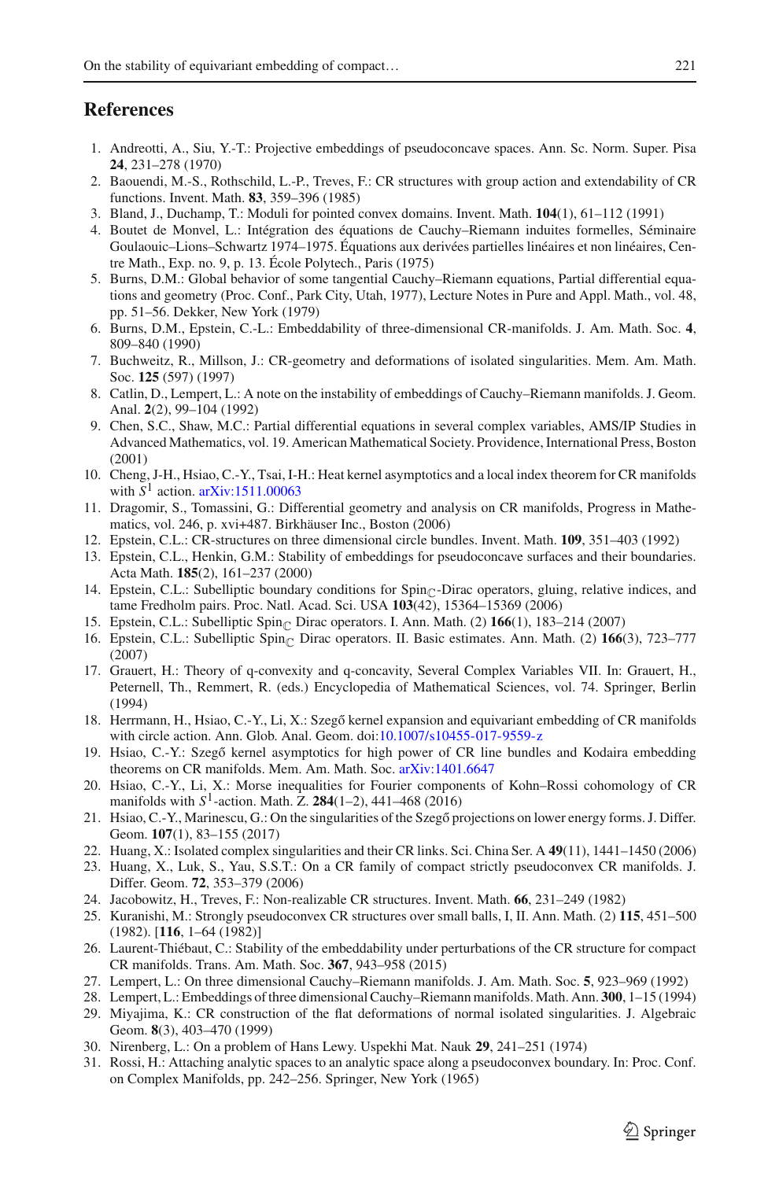## References

1. Andreotti, A., Siu, Y.-T.: Projective embeddings of pseudoconcave spaces. Ann. Sc. Norm. Super. Pisa **24**, 231–278 (1970)
2. Baouendi, M.-S., Rothschild, L.-P., Treves, F.: CR structures with group action and extendability of CR functions. Invent. Math. **83**, 359–396 (1985)
3. Bland, J., Duchamp, T.: Moduli for pointed convex domains. Invent. Math. **104**(1), 61–112 (1991)
4. Boutet de Monvel, L.: Intégration des équations de Cauchy–Riemann induites formelles, Séminaire Goulaouic–Lions–Schwartz 1974–1975. Équations aux derivées partielles linéaires et non linéaires, Centre Math., Exp. no. 9, p. 13. École Polytech., Paris (1975)
5. Burns, D.M.: Global behavior of some tangential Cauchy–Riemann equations, Partial differential equations and geometry (Proc. Conf., Park City, Utah, 1977), Lecture Notes in Pure and Appl. Math., vol. 48, pp. 51–56. Dekker, New York (1979)
6. Burns, D.M., Epstein, C.-L.: Embeddability of three-dimensional CR-manifolds. J. Am. Math. Soc. **4**, 809–840 (1990)
7. Buchweitz, R., Millson, J.: CR-geometry and deformations of isolated singularities. Mem. Am. Math. Soc. **125** (597) (1997)
8. Catlin, D., Lempert, L.: A note on the instability of embeddings of Cauchy–Riemann manifolds. J. Geom. Anal. **2**(2), 99–104 (1992)
9. Chen, S.C., Shaw, M.C.: Partial differential equations in several complex variables, AMS/IP Studies in Advanced Mathematics, vol. 19. American Mathematical Society. Providence, International Press, Boston (2001)
10. Cheng, J-H., Hsiao, C.-Y., Tsai, I-H.: Heat kernel asymptotics and a local index theorem for CR manifolds with $S^1$ action. arXiv:1511.00063
11. Dragomir, S., Tomassini, G.: Differential geometry and analysis on CR manifolds, Progress in Mathematics, vol. 246, p. xvi+487. Birkhäuser Inc., Boston (2006)
12. Epstein, C.L.: CR-structures on three dimensional circle bundles. Invent. Math. **109**, 351–403 (1992)
13. Epstein, C.L., Henkin, G.M.: Stability of embeddings for pseudoconcave surfaces and their boundaries. Acta Math. **185**(2), 161–237 (2000)
14. Epstein, C.L.: Subelliptic boundary conditions for Spin$_{\mathbb{C}}$-Dirac operators, gluing, relative indices, and tame Fredholm pairs. Proc. Natl. Acad. Sci. USA **103**(42), 15364–15369 (2006)
15. Epstein, C.L.: Subelliptic Spin$_{\mathbb{C}}$ Dirac operators. I. Ann. Math. (2) **166**(1), 183–214 (2007)
16. Epstein, C.L.: Subelliptic Spin$_{\mathbb{C}}$ Dirac operators. II. Basic estimates. Ann. Math. (2) **166**(3), 723–777 (2007)
17. Grauert, H.: Theory of q-convexity and q-concavity, Several Complex Variables VII. In: Grauert, H., Peternell, Th., Remmert, R. (eds.) Encyclopedia of Mathematical Sciences, vol. 74. Springer, Berlin (1994)
18. Herrmann, H., Hsiao, C.-Y., Li, X.: Szegő kernel expansion and equivariant embedding of CR manifolds with circle action. Ann. Glob. Anal. Geom. doi:10.1007/s10455-017-9559-z
19. Hsiao, C.-Y.: Szegő kernel asymptotics for high power of CR line bundles and Kodaira embedding theorems on CR manifolds. Mem. Am. Math. Soc. arXiv:1401.6647
20. Hsiao, C.-Y., Li, X.: Morse inequalities for Fourier components of Kohn–Rossi cohomology of CR manifolds with $S^1$-action. Math. Z. **284**(1–2), 441–468 (2016)
21. Hsiao, C.-Y., Marinescu, G.: On the singularities of the Szegő projections on lower energy forms. J. Differ. Geom. **107**(1), 83–155 (2017)
22. Huang, X.: Isolated complex singularities and their CR links. Sci. China Ser. A **49**(11), 1441–1450 (2006)
23. Huang, X., Luk, S., Yau, S.S.T.: On a CR family of compact strictly pseudoconvex CR manifolds. J. Differ. Geom. **72**, 353–379 (2006)
24. Jacobowitz, H., Treves, F.: Non-realizable CR structures. Invent. Math. **66**, 231–249 (1982)
25. Kuranishi, M.: Strongly pseudoconvex CR structures over small balls, I, II. Ann. Math. (2) **115**, 451–500 (1982). [**116**, 1–64 (1982)]
26. Laurent-Thiébaut, C.: Stability of the embeddability under perturbations of the CR structure for compact CR manifolds. Trans. Am. Math. Soc. **367**, 943–958 (2015)
27. Lempert, L.: On three dimensional Cauchy–Riemann manifolds. J. Am. Math. Soc. **5**, 923–969 (1992)
28. Lempert, L.: Embeddings of three dimensional Cauchy–Riemann manifolds. Math. Ann. **300**, 1–15 (1994)
29. Miyajima, K.: CR construction of the flat deformations of normal isolated singularities. J. Algebraic Geom. **8**(3), 403–470 (1999)
30. Nirenberg, L.: On a problem of Hans Lewy. Uspekhi Mat. Nauk **29**, 241–251 (1974)
31. Rossi, H.: Attaching analytic spaces to an analytic space along a pseudoconvex boundary. In: Proc. Conf. on Complex Manifolds, pp. 242–256. Springer, New York (1965)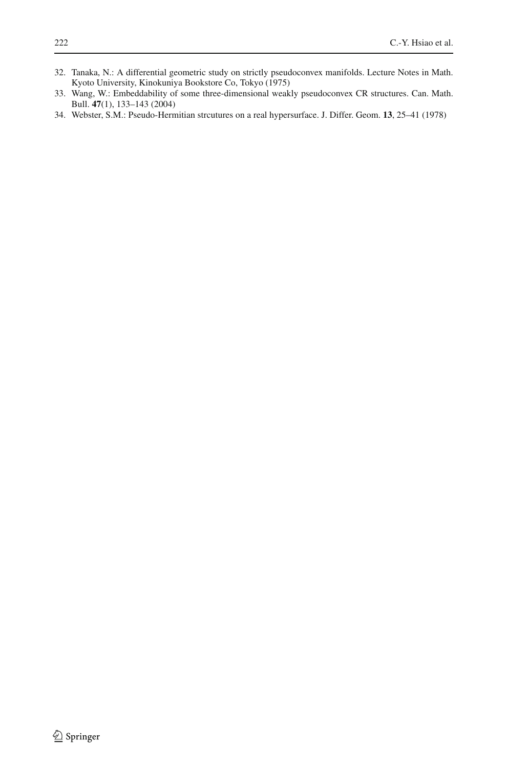32. Tanaka, N.: A differential geometric study on strictly pseudoconvex manifolds. Lecture Notes in Math. Kyoto University, Kinokuniya Bookstore Co, Tokyo (1975)
33. Wang, W.: Embeddability of some three-dimensional weakly pseudoconvex CR structures. Can. Math. Bull. **47**(1), 133–143 (2004)
34. Webster, S.M.: Pseudo-Hermitian strcutures on a real hypersurface. J. Differ. Geom. **13**, 25–41 (1978)